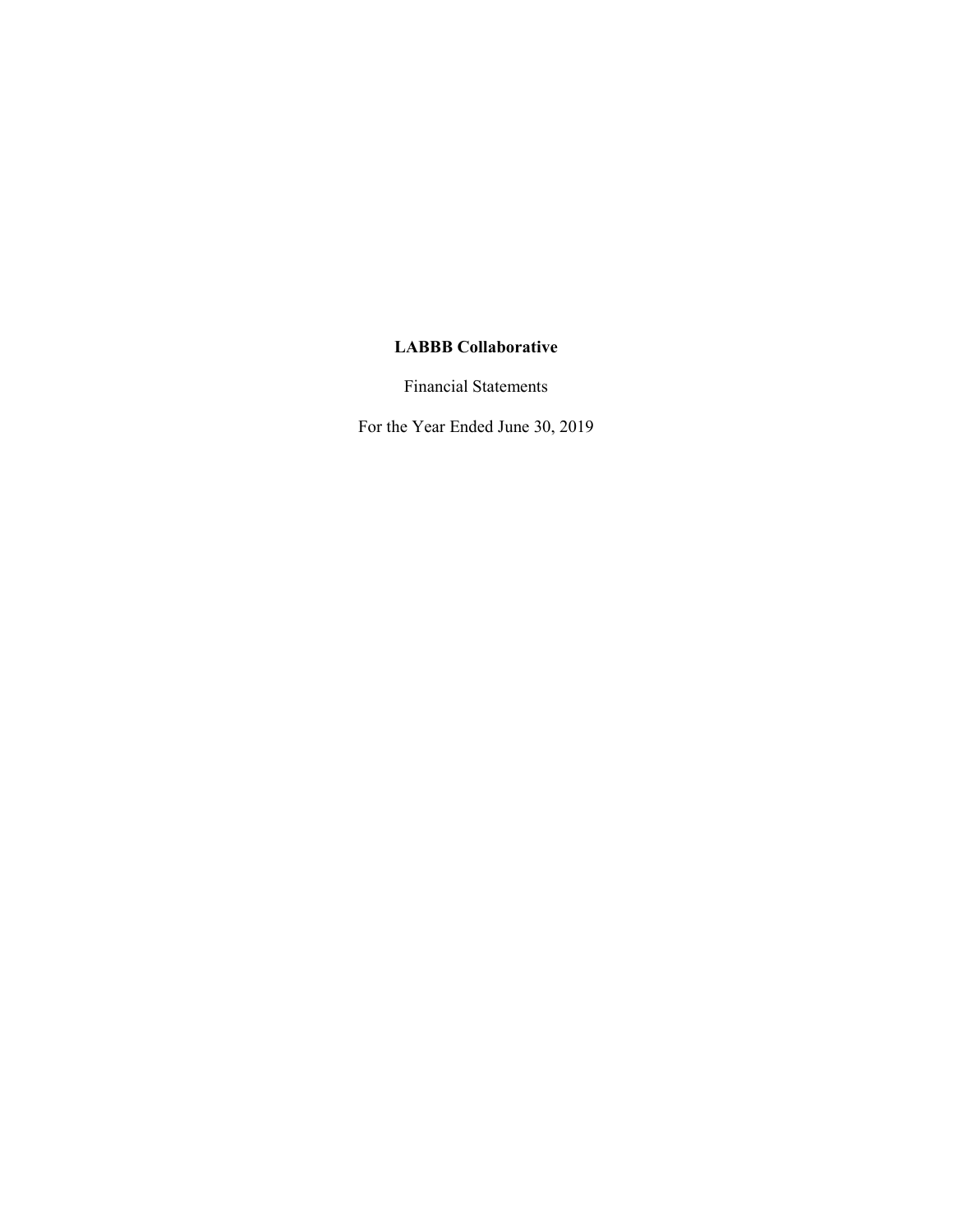**LABBB Collaborative**

Financial Statements

For the Year Ended June 30, 2019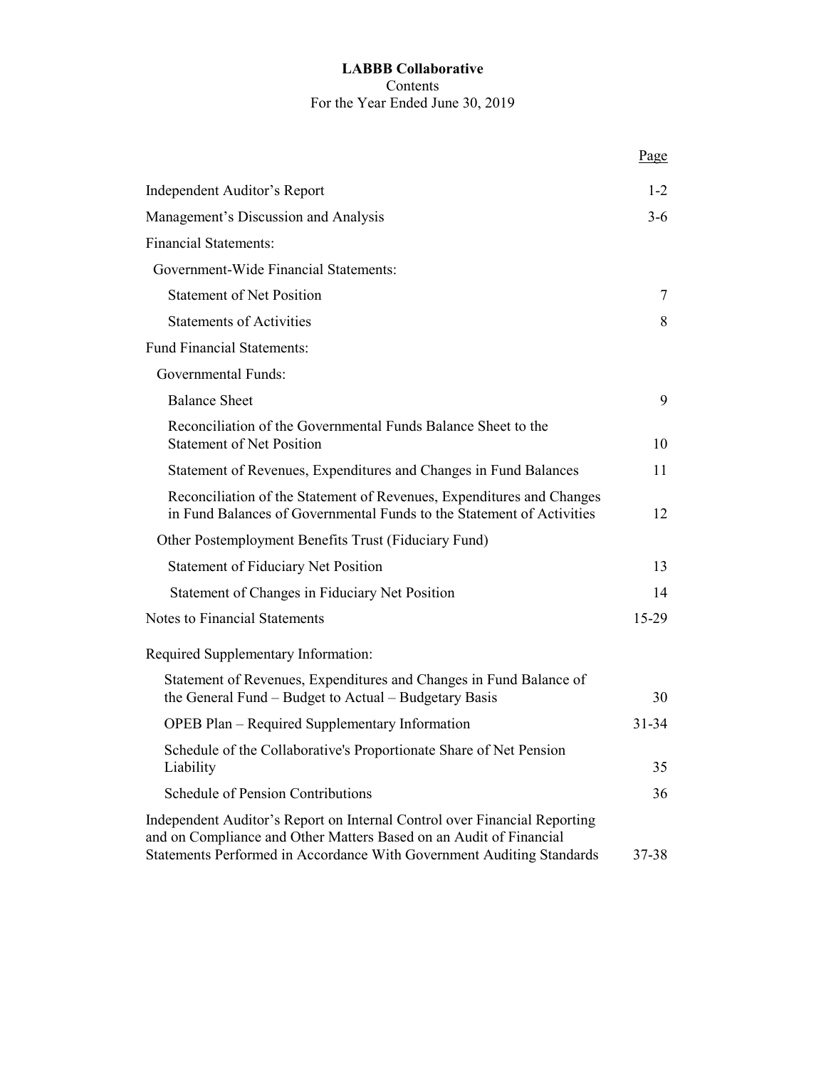**LABBB Collaborative**
Contents
For the Year Ended June 30, 2019

| | Page |
|---|---|
| Independent Auditor's Report | 1-2 |
| Management's Discussion and Analysis | 3-6 |
| Financial Statements: | |
| Government-Wide Financial Statements: | |
| Statement of Net Position | 7 |
| Statements of Activities | 8 |
| Fund Financial Statements: | |
| Governmental Funds: | |
| Balance Sheet | 9 |
| Reconciliation of the Governmental Funds Balance Sheet to the Statement of Net Position | 10 |
| Statement of Revenues, Expenditures and Changes in Fund Balances | 11 |
| Reconciliation of the Statement of Revenues, Expenditures and Changes in Fund Balances of Governmental Funds to the Statement of Activities | 12 |
| Other Postemployment Benefits Trust (Fiduciary Fund) | |
| Statement of Fiduciary Net Position | 13 |
| Statement of Changes in Fiduciary Net Position | 14 |
| Notes to Financial Statements | 15-29 |
| Required Supplementary Information: | |
| Statement of Revenues, Expenditures and Changes in Fund Balance of the General Fund – Budget to Actual – Budgetary Basis | 30 |
| OPEB Plan – Required Supplementary Information | 31-34 |
| Schedule of the Collaborative's Proportionate Share of Net Pension Liability | 35 |
| Schedule of Pension Contributions | 36 |
| Independent Auditor's Report on Internal Control over Financial Reporting and on Compliance and Other Matters Based on an Audit of Financial Statements Performed in Accordance With Government Auditing Standards | 37-38 |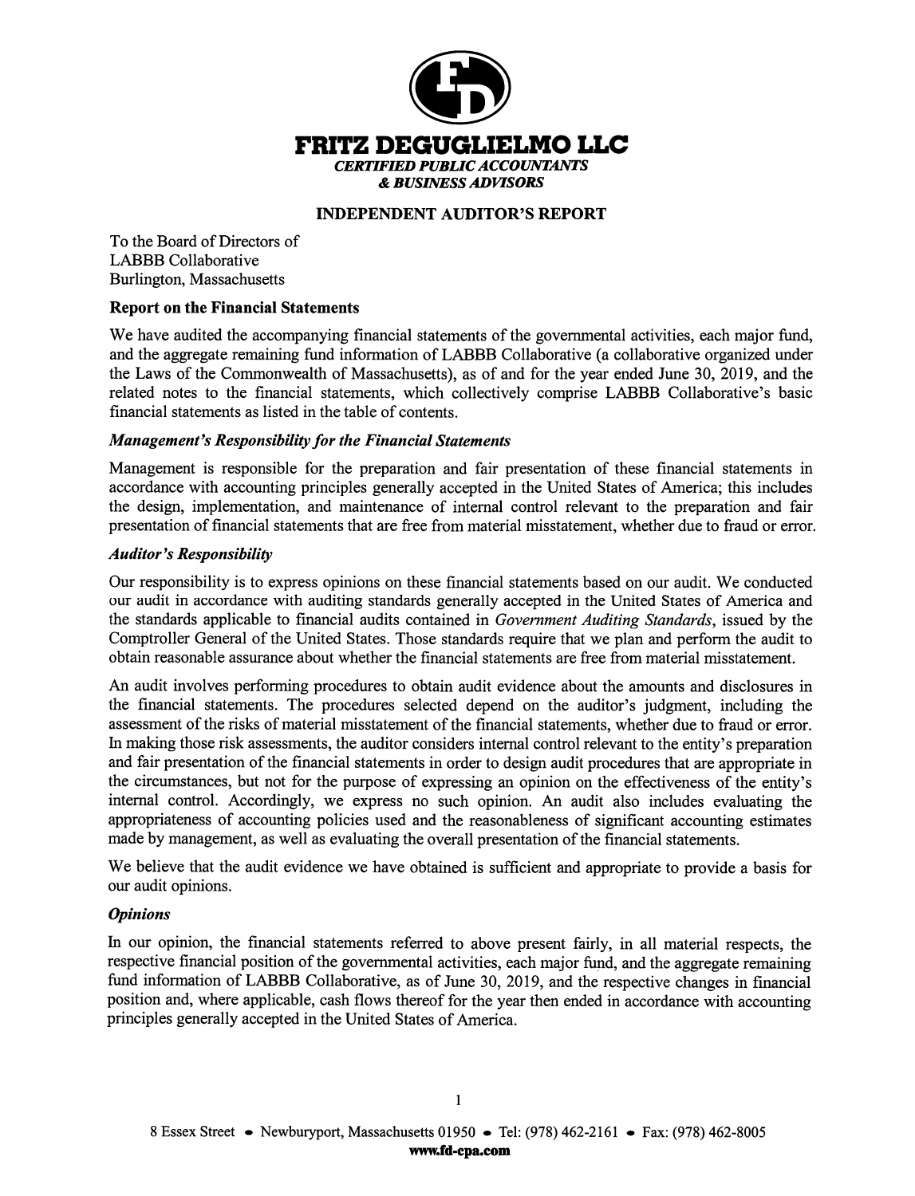# FRITZ DEGUGLIELMO LLC

*CERTIFIED PUBLIC ACCOUNTANTS*
*& BUSINESS ADVISORS*

## INDEPENDENT AUDITOR'S REPORT

To the Board of Directors of
LABBB Collaborative
Burlington, Massachusetts

### Report on the Financial Statements

We have audited the accompanying financial statements of the governmental activities, each major fund, and the aggregate remaining fund information of LABBB Collaborative (a collaborative organized under the Laws of the Commonwealth of Massachusetts), as of and for the year ended June 30, 2019, and the related notes to the financial statements, which collectively comprise LABBB Collaborative's basic financial statements as listed in the table of contents.

#### *Management's Responsibility for the Financial Statements*

Management is responsible for the preparation and fair presentation of these financial statements in accordance with accounting principles generally accepted in the United States of America; this includes the design, implementation, and maintenance of internal control relevant to the preparation and fair presentation of financial statements that are free from material misstatement, whether due to fraud or error.

#### *Auditor's Responsibility*

Our responsibility is to express opinions on these financial statements based on our audit. We conducted our audit in accordance with auditing standards generally accepted in the United States of America and the standards applicable to financial audits contained in *Government Auditing Standards*, issued by the Comptroller General of the United States. Those standards require that we plan and perform the audit to obtain reasonable assurance about whether the financial statements are free from material misstatement.

An audit involves performing procedures to obtain audit evidence about the amounts and disclosures in the financial statements. The procedures selected depend on the auditor's judgment, including the assessment of the risks of material misstatement of the financial statements, whether due to fraud or error. In making those risk assessments, the auditor considers internal control relevant to the entity's preparation and fair presentation of the financial statements in order to design audit procedures that are appropriate in the circumstances, but not for the purpose of expressing an opinion on the effectiveness of the entity's internal control. Accordingly, we express no such opinion. An audit also includes evaluating the appropriateness of accounting policies used and the reasonableness of significant accounting estimates made by management, as well as evaluating the overall presentation of the financial statements.

We believe that the audit evidence we have obtained is sufficient and appropriate to provide a basis for our audit opinions.

#### *Opinions*

In our opinion, the financial statements referred to above present fairly, in all material respects, the respective financial position of the governmental activities, each major fund, and the aggregate remaining fund information of LABBB Collaborative, as of June 30, 2019, and the respective changes in financial position and, where applicable, cash flows thereof for the year then ended in accordance with accounting principles generally accepted in the United States of America.

8 Essex Street • Newburyport, Massachusetts 01950 • Tel: (978) 462-2161 • Fax: (978) 462-8005
**www.fd-cpa.com**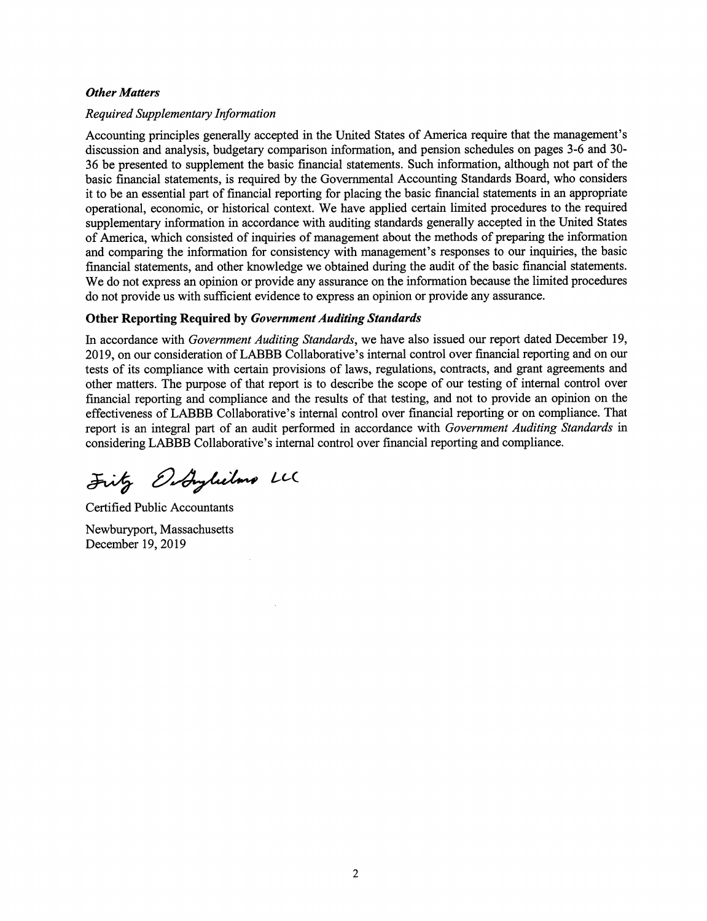***Other Matters***

*Required Supplementary Information*

Accounting principles generally accepted in the United States of America require that the management's discussion and analysis, budgetary comparison information, and pension schedules on pages 3-6 and 30-36 be presented to supplement the basic financial statements. Such information, although not part of the basic financial statements, is required by the Governmental Accounting Standards Board, who considers it to be an essential part of financial reporting for placing the basic financial statements in an appropriate operational, economic, or historical context. We have applied certain limited procedures to the required supplementary information in accordance with auditing standards generally accepted in the United States of America, which consisted of inquiries of management about the methods of preparing the information and comparing the information for consistency with management's responses to our inquiries, the basic financial statements, and other knowledge we obtained during the audit of the basic financial statements. We do not express an opinion or provide any assurance on the information because the limited procedures do not provide us with sufficient evidence to express an opinion or provide any assurance.

**Other Reporting Required by *Government Auditing Standards***

In accordance with *Government Auditing Standards*, we have also issued our report dated December 19, 2019, on our consideration of LABBB Collaborative's internal control over financial reporting and on our tests of its compliance with certain provisions of laws, regulations, contracts, and grant agreements and other matters. The purpose of that report is to describe the scope of our testing of internal control over financial reporting and compliance and the results of that testing, and not to provide an opinion on the effectiveness of LABBB Collaborative's internal control over financial reporting or on compliance. That report is an integral part of an audit performed in accordance with *Government Auditing Standards* in considering LABBB Collaborative's internal control over financial reporting and compliance.

Fritz DeGuglielmo LLC

Certified Public Accountants

Newburyport, Massachusetts
December 19, 2019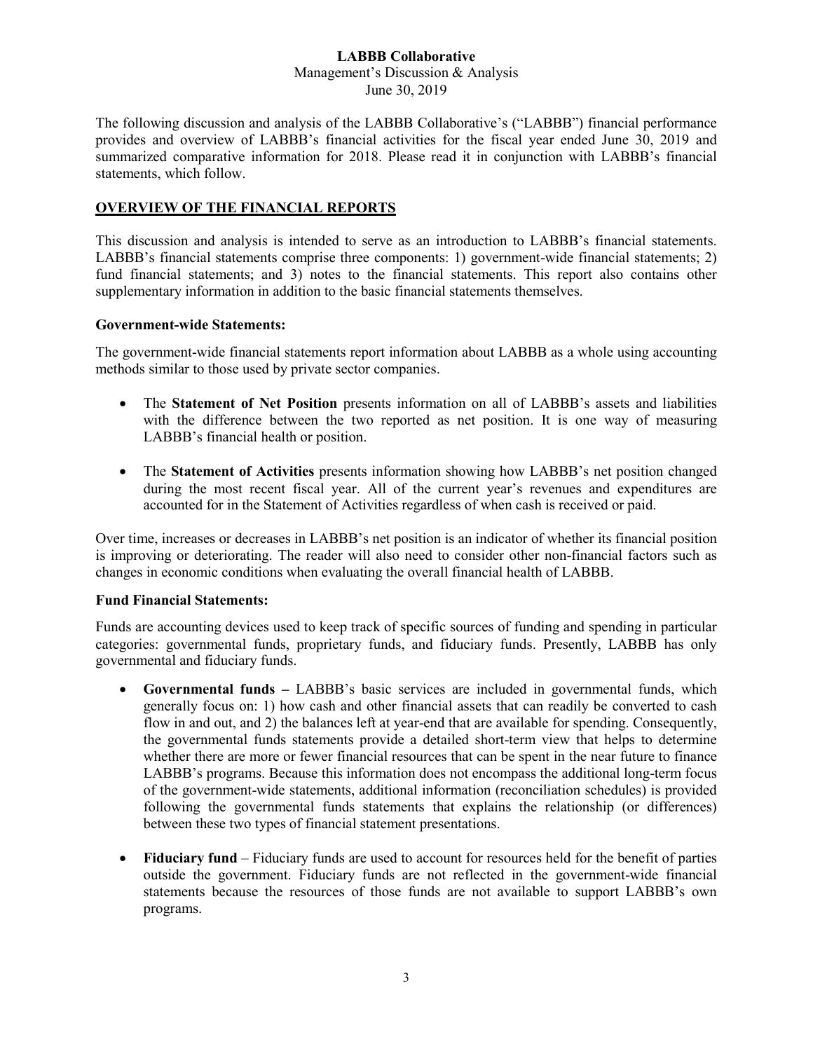# LABBB Collaborative

Management's Discussion & Analysis

June 30, 2019

The following discussion and analysis of the LABBB Collaborative's ("LABBB") financial performance provides and overview of LABBB's financial activities for the fiscal year ended June 30, 2019 and summarized comparative information for 2018. Please read it in conjunction with LABBB's financial statements, which follow.

## OVERVIEW OF THE FINANCIAL REPORTS

This discussion and analysis is intended to serve as an introduction to LABBB's financial statements. LABBB's financial statements comprise three components: 1) government-wide financial statements; 2) fund financial statements; and 3) notes to the financial statements. This report also contains other supplementary information in addition to the basic financial statements themselves.

### Government-wide Statements:

The government-wide financial statements report information about LABBB as a whole using accounting methods similar to those used by private sector companies.

- The **Statement of Net Position** presents information on all of LABBB's assets and liabilities with the difference between the two reported as net position. It is one way of measuring LABBB's financial health or position.
- The **Statement of Activities** presents information showing how LABBB's net position changed during the most recent fiscal year. All of the current year's revenues and expenditures are accounted for in the Statement of Activities regardless of when cash is received or paid.

Over time, increases or decreases in LABBB's net position is an indicator of whether its financial position is improving or deteriorating. The reader will also need to consider other non-financial factors such as changes in economic conditions when evaluating the overall financial health of LABBB.

### Fund Financial Statements:

Funds are accounting devices used to keep track of specific sources of funding and spending in particular categories: governmental funds, proprietary funds, and fiduciary funds. Presently, LABBB has only governmental and fiduciary funds.

- **Governmental funds –** LABBB's basic services are included in governmental funds, which generally focus on: 1) how cash and other financial assets that can readily be converted to cash flow in and out, and 2) the balances left at year-end that are available for spending. Consequently, the governmental funds statements provide a detailed short-term view that helps to determine whether there are more or fewer financial resources that can be spent in the near future to finance LABBB's programs. Because this information does not encompass the additional long-term focus of the government-wide statements, additional information (reconciliation schedules) is provided following the governmental funds statements that explains the relationship (or differences) between these two types of financial statement presentations.
- **Fiduciary fund** – Fiduciary funds are used to account for resources held for the benefit of parties outside the government. Fiduciary funds are not reflected in the government-wide financial statements because the resources of those funds are not available to support LABBB's own programs.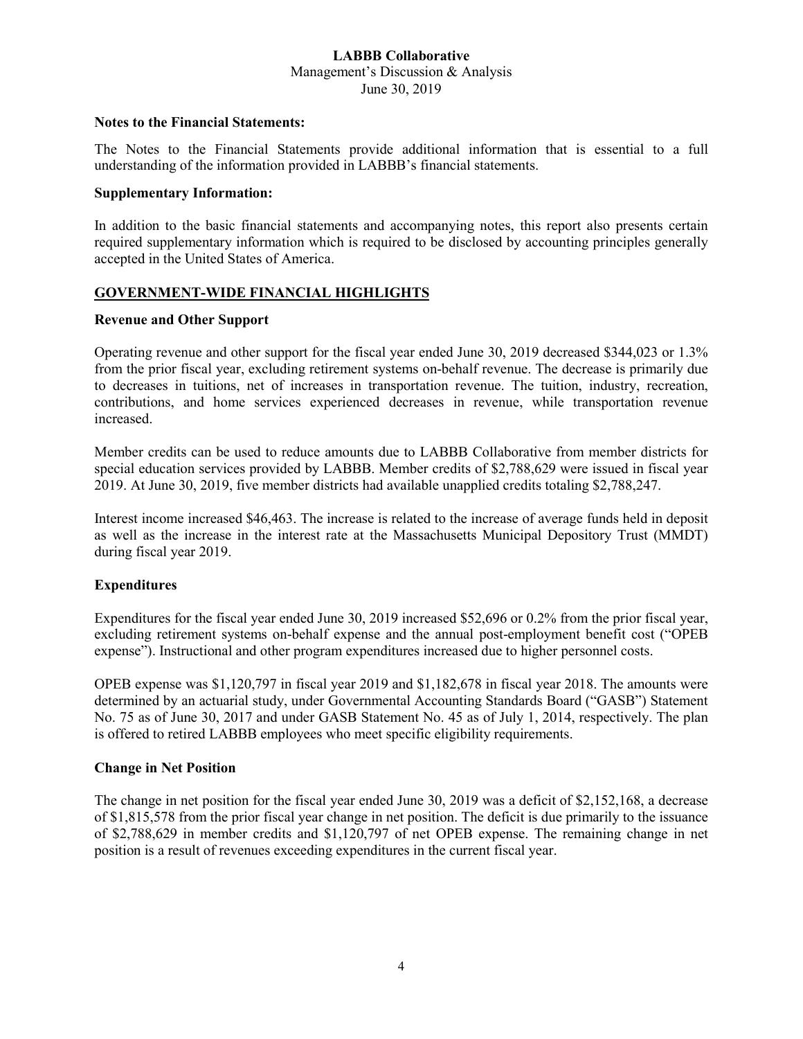### Notes to the Financial Statements:

The Notes to the Financial Statements provide additional information that is essential to a full understanding of the information provided in LABBB's financial statements.

### Supplementary Information:

In addition to the basic financial statements and accompanying notes, this report also presents certain required supplementary information which is required to be disclosed by accounting principles generally accepted in the United States of America.

## GOVERNMENT-WIDE FINANCIAL HIGHLIGHTS

### Revenue and Other Support

Operating revenue and other support for the fiscal year ended June 30, 2019 decreased $344,023 or 1.3% from the prior fiscal year, excluding retirement systems on-behalf revenue. The decrease is primarily due to decreases in tuitions, net of increases in transportation revenue. The tuition, industry, recreation, contributions, and home services experienced decreases in revenue, while transportation revenue increased.

Member credits can be used to reduce amounts due to LABBB Collaborative from member districts for special education services provided by LABBB. Member credits of $2,788,629 were issued in fiscal year 2019. At June 30, 2019, five member districts had available unapplied credits totaling $2,788,247.

Interest income increased $46,463. The increase is related to the increase of average funds held in deposit as well as the increase in the interest rate at the Massachusetts Municipal Depository Trust (MMDT) during fiscal year 2019.

### Expenditures

Expenditures for the fiscal year ended June 30, 2019 increased $52,696 or 0.2% from the prior fiscal year, excluding retirement systems on-behalf expense and the annual post-employment benefit cost ("OPEB expense"). Instructional and other program expenditures increased due to higher personnel costs.

OPEB expense was $1,120,797 in fiscal year 2019 and $1,182,678 in fiscal year 2018. The amounts were determined by an actuarial study, under Governmental Accounting Standards Board ("GASB") Statement No. 75 as of June 30, 2017 and under GASB Statement No. 45 as of July 1, 2014, respectively. The plan is offered to retired LABBB employees who meet specific eligibility requirements.

### Change in Net Position

The change in net position for the fiscal year ended June 30, 2019 was a deficit of $2,152,168, a decrease of $1,815,578 from the prior fiscal year change in net position. The deficit is due primarily to the issuance of $2,788,629 in member credits and $1,120,797 of net OPEB expense. The remaining change in net position is a result of revenues exceeding expenditures in the current fiscal year.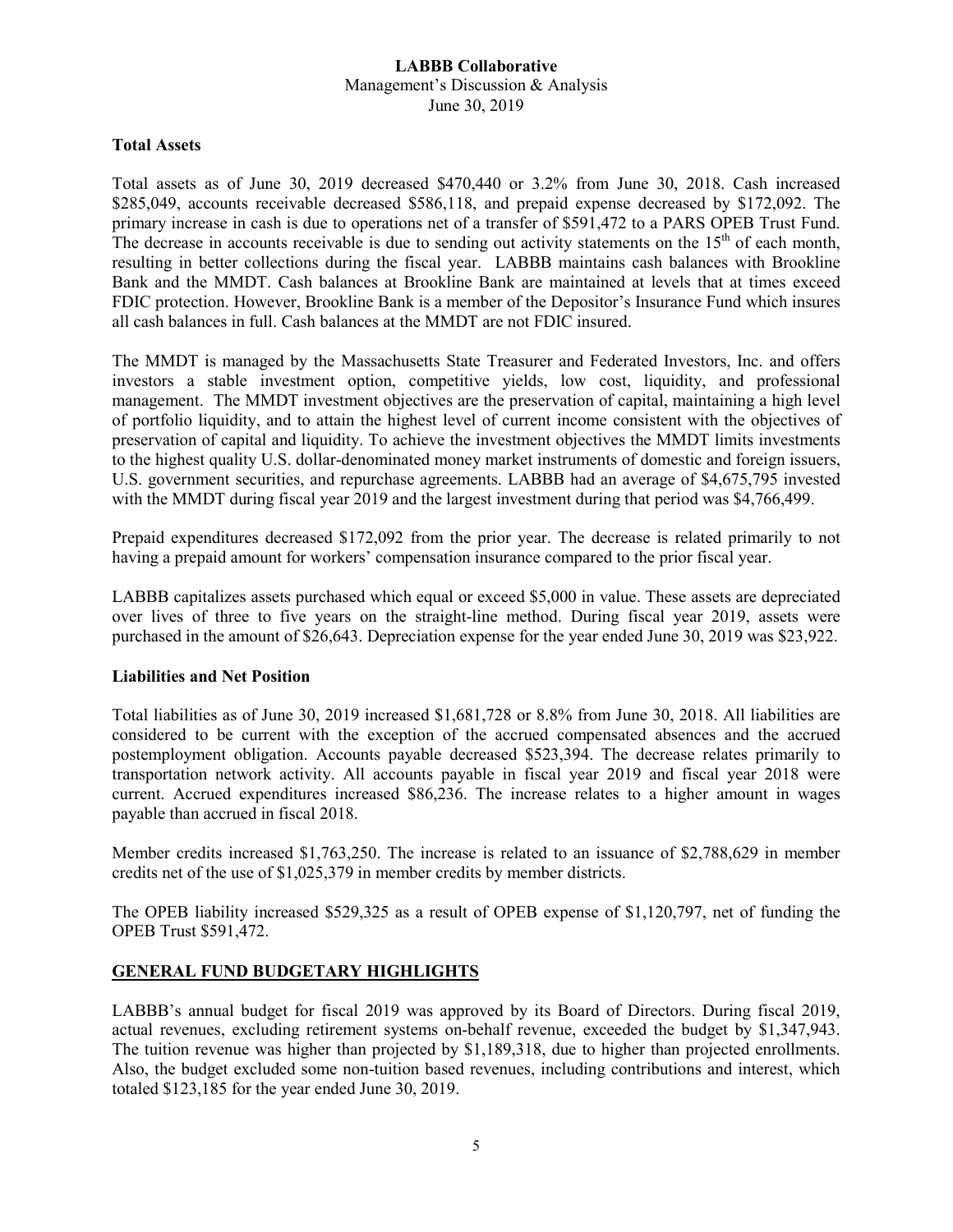## Total Assets

Total assets as of June 30, 2019 decreased \$470,440 or 3.2% from June 30, 2018. Cash increased \$285,049, accounts receivable decreased \$586,118, and prepaid expense decreased by \$172,092. The primary increase in cash is due to operations net of a transfer of \$591,472 to a PARS OPEB Trust Fund. The decrease in accounts receivable is due to sending out activity statements on the 15th of each month, resulting in better collections during the fiscal year. LABBB maintains cash balances with Brookline Bank and the MMDT. Cash balances at Brookline Bank are maintained at levels that at times exceed FDIC protection. However, Brookline Bank is a member of the Depositor's Insurance Fund which insures all cash balances in full. Cash balances at the MMDT are not FDIC insured.

The MMDT is managed by the Massachusetts State Treasurer and Federated Investors, Inc. and offers investors a stable investment option, competitive yields, low cost, liquidity, and professional management. The MMDT investment objectives are the preservation of capital, maintaining a high level of portfolio liquidity, and to attain the highest level of current income consistent with the objectives of preservation of capital and liquidity. To achieve the investment objectives the MMDT limits investments to the highest quality U.S. dollar-denominated money market instruments of domestic and foreign issuers, U.S. government securities, and repurchase agreements. LABBB had an average of \$4,675,795 invested with the MMDT during fiscal year 2019 and the largest investment during that period was \$4,766,499.

Prepaid expenditures decreased \$172,092 from the prior year. The decrease is related primarily to not having a prepaid amount for workers' compensation insurance compared to the prior fiscal year.

LABBB capitalizes assets purchased which equal or exceed \$5,000 in value. These assets are depreciated over lives of three to five years on the straight-line method. During fiscal year 2019, assets were purchased in the amount of \$26,643. Depreciation expense for the year ended June 30, 2019 was \$23,922.

## Liabilities and Net Position

Total liabilities as of June 30, 2019 increased \$1,681,728 or 8.8% from June 30, 2018. All liabilities are considered to be current with the exception of the accrued compensated absences and the accrued postemployment obligation. Accounts payable decreased \$523,394. The decrease relates primarily to transportation network activity. All accounts payable in fiscal year 2019 and fiscal year 2018 were current. Accrued expenditures increased \$86,236. The increase relates to a higher amount in wages payable than accrued in fiscal 2018.

Member credits increased \$1,763,250. The increase is related to an issuance of \$2,788,629 in member credits net of the use of \$1,025,379 in member credits by member districts.

The OPEB liability increased \$529,325 as a result of OPEB expense of \$1,120,797, net of funding the OPEB Trust \$591,472.

## GENERAL FUND BUDGETARY HIGHLIGHTS

LABBB's annual budget for fiscal 2019 was approved by its Board of Directors. During fiscal 2019, actual revenues, excluding retirement systems on-behalf revenue, exceeded the budget by \$1,347,943. The tuition revenue was higher than projected by \$1,189,318, due to higher than projected enrollments. Also, the budget excluded some non-tuition based revenues, including contributions and interest, which totaled \$123,185 for the year ended June 30, 2019.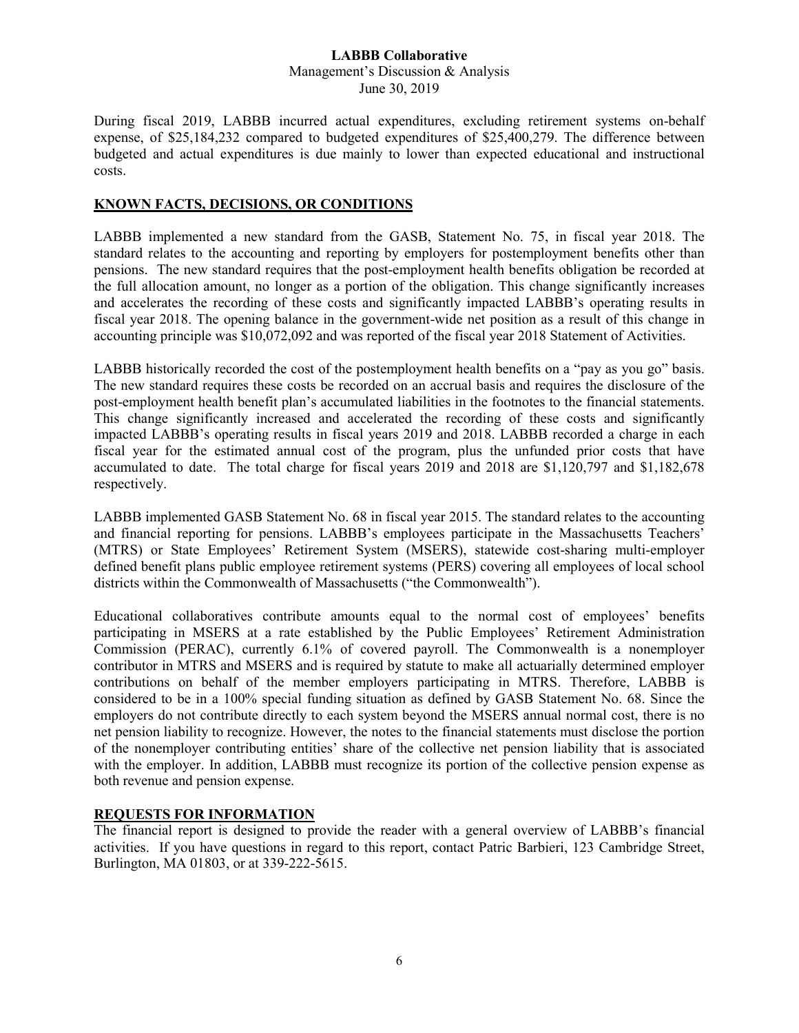During fiscal 2019, LABBB incurred actual expenditures, excluding retirement systems on-behalf expense, of $25,184,232 compared to budgeted expenditures of $25,400,279. The difference between budgeted and actual expenditures is due mainly to lower than expected educational and instructional costs.

## KNOWN FACTS, DECISIONS, OR CONDITIONS

LABBB implemented a new standard from the GASB, Statement No. 75, in fiscal year 2018. The standard relates to the accounting and reporting by employers for postemployment benefits other than pensions. The new standard requires that the post-employment health benefits obligation be recorded at the full allocation amount, no longer as a portion of the obligation. This change significantly increases and accelerates the recording of these costs and significantly impacted LABBB's operating results in fiscal year 2018. The opening balance in the government-wide net position as a result of this change in accounting principle was $10,072,092 and was reported of the fiscal year 2018 Statement of Activities.

LABBB historically recorded the cost of the postemployment health benefits on a "pay as you go" basis. The new standard requires these costs be recorded on an accrual basis and requires the disclosure of the post-employment health benefit plan's accumulated liabilities in the footnotes to the financial statements. This change significantly increased and accelerated the recording of these costs and significantly impacted LABBB's operating results in fiscal years 2019 and 2018. LABBB recorded a charge in each fiscal year for the estimated annual cost of the program, plus the unfunded prior costs that have accumulated to date. The total charge for fiscal years 2019 and 2018 are $1,120,797 and $1,182,678 respectively.

LABBB implemented GASB Statement No. 68 in fiscal year 2015. The standard relates to the accounting and financial reporting for pensions. LABBB's employees participate in the Massachusetts Teachers' (MTRS) or State Employees' Retirement System (MSERS), statewide cost-sharing multi-employer defined benefit plans public employee retirement systems (PERS) covering all employees of local school districts within the Commonwealth of Massachusetts ("the Commonwealth").

Educational collaboratives contribute amounts equal to the normal cost of employees' benefits participating in MSERS at a rate established by the Public Employees' Retirement Administration Commission (PERAC), currently 6.1% of covered payroll. The Commonwealth is a nonemployer contributor in MTRS and MSERS and is required by statute to make all actuarially determined employer contributions on behalf of the member employers participating in MTRS. Therefore, LABBB is considered to be in a 100% special funding situation as defined by GASB Statement No. 68. Since the employers do not contribute directly to each system beyond the MSERS annual normal cost, there is no net pension liability to recognize. However, the notes to the financial statements must disclose the portion of the nonemployer contributing entities' share of the collective net pension liability that is associated with the employer. In addition, LABBB must recognize its portion of the collective pension expense as both revenue and pension expense.

## REQUESTS FOR INFORMATION

The financial report is designed to provide the reader with a general overview of LABBB's financial activities. If you have questions in regard to this report, contact Patric Barbieri, 123 Cambridge Street, Burlington, MA 01803, or at 339-222-5615.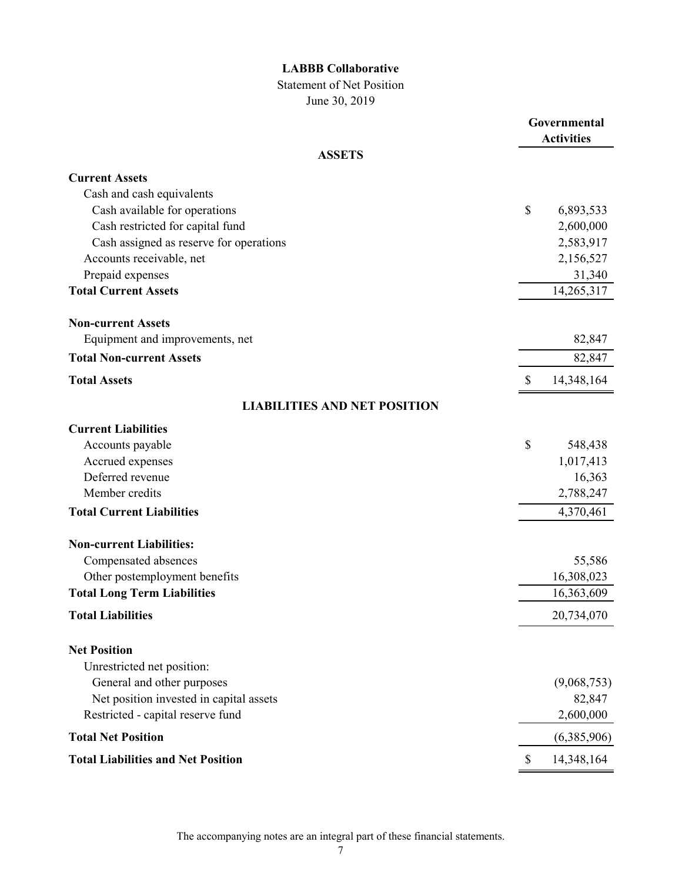# LABBB Collaborative

Statement of Net Position

June 30, 2019

| | | Governmental Activities |
|---|---|---|
| **ASSETS** | | |
| **Current Assets** | | |
| Cash and cash equivalents | | |
| Cash available for operations | $ | 6,893,533 |
| Cash restricted for capital fund | | 2,600,000 |
| Cash assigned as reserve for operations | | 2,583,917 |
| Accounts receivable, net | | 2,156,527 |
| Prepaid expenses | | 31,340 |
| **Total Current Assets** | | 14,265,317 |
| **Non-current Assets** | | |
| Equipment and improvements, net | | 82,847 |
| **Total Non-current Assets** | | 82,847 |
| **Total Assets** | $ | 14,348,164 |
| **LIABILITIES AND NET POSITION** | | |
| **Current Liabilities** | | |
| Accounts payable | $ | 548,438 |
| Accrued expenses | | 1,017,413 |
| Deferred revenue | | 16,363 |
| Member credits | | 2,788,247 |
| **Total Current Liabilities** | | 4,370,461 |
| **Non-current Liabilities:** | | |
| Compensated absences | | 55,586 |
| Other postemployment benefits | | 16,308,023 |
| **Total Long Term Liabilities** | | 16,363,609 |
| **Total Liabilities** | | 20,734,070 |
| **Net Position** | | |
| Unrestricted net position: | | |
| General and other purposes | | (9,068,753) |
| Net position invested in capital assets | | 82,847 |
| Restricted - capital reserve fund | | 2,600,000 |
| **Total Net Position** | | (6,385,906) |
| **Total Liabilities and Net Position** | $ | 14,348,164 |

The accompanying notes are an integral part of these financial statements.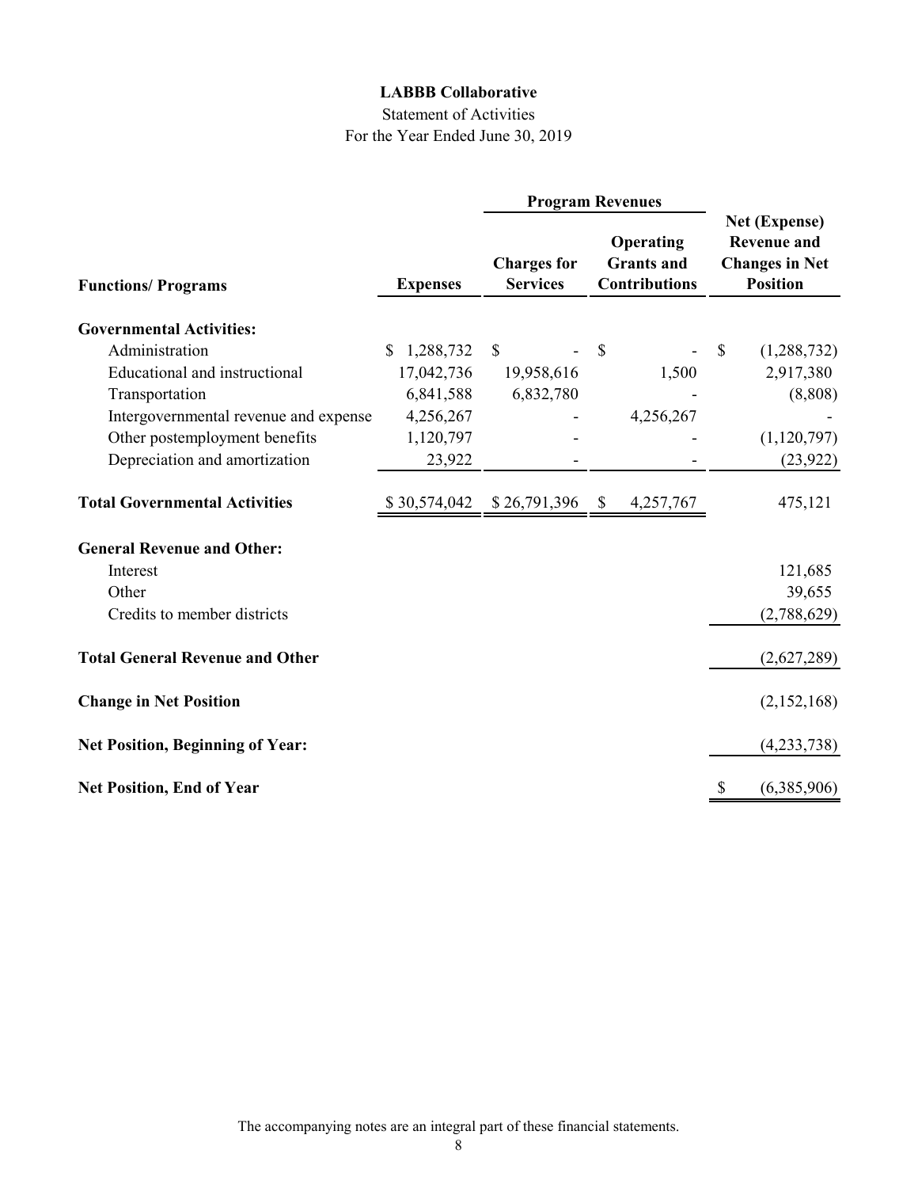# LABBB Collaborative

Statement of Activities

For the Year Ended June 30, 2019

| Functions/ Programs | Expenses | Program Revenues: Charges for Services | Program Revenues: Operating Grants and Contributions | Net (Expense) Revenue and Changes in Net Position |
|---|---|---|---|---|
| **Governmental Activities:** | | | | |
| Administration | $ 1,288,732 | $ - | $ - | $ (1,288,732) |
| Educational and instructional | 17,042,736 | 19,958,616 | 1,500 | 2,917,380 |
| Transportation | 6,841,588 | 6,832,780 | - | (8,808) |
| Intergovernmental revenue and expense | 4,256,267 | - | 4,256,267 | - |
| Other postemployment benefits | 1,120,797 | - | - | (1,120,797) |
| Depreciation and amortization | 23,922 | - | - | (23,922) |
| **Total Governmental Activities** | $ 30,574,042 | $ 26,791,396 | $ 4,257,767 | 475,121 |
| **General Revenue and Other:** | | | | |
| Interest | | | | 121,685 |
| Other | | | | 39,655 |
| Credits to member districts | | | | (2,788,629) |
| **Total General Revenue and Other** | | | | (2,627,289) |
| **Change in Net Position** | | | | (2,152,168) |
| **Net Position, Beginning of Year:** | | | | (4,233,738) |
| **Net Position, End of Year** | | | | $ (6,385,906) |

The accompanying notes are an integral part of these financial statements.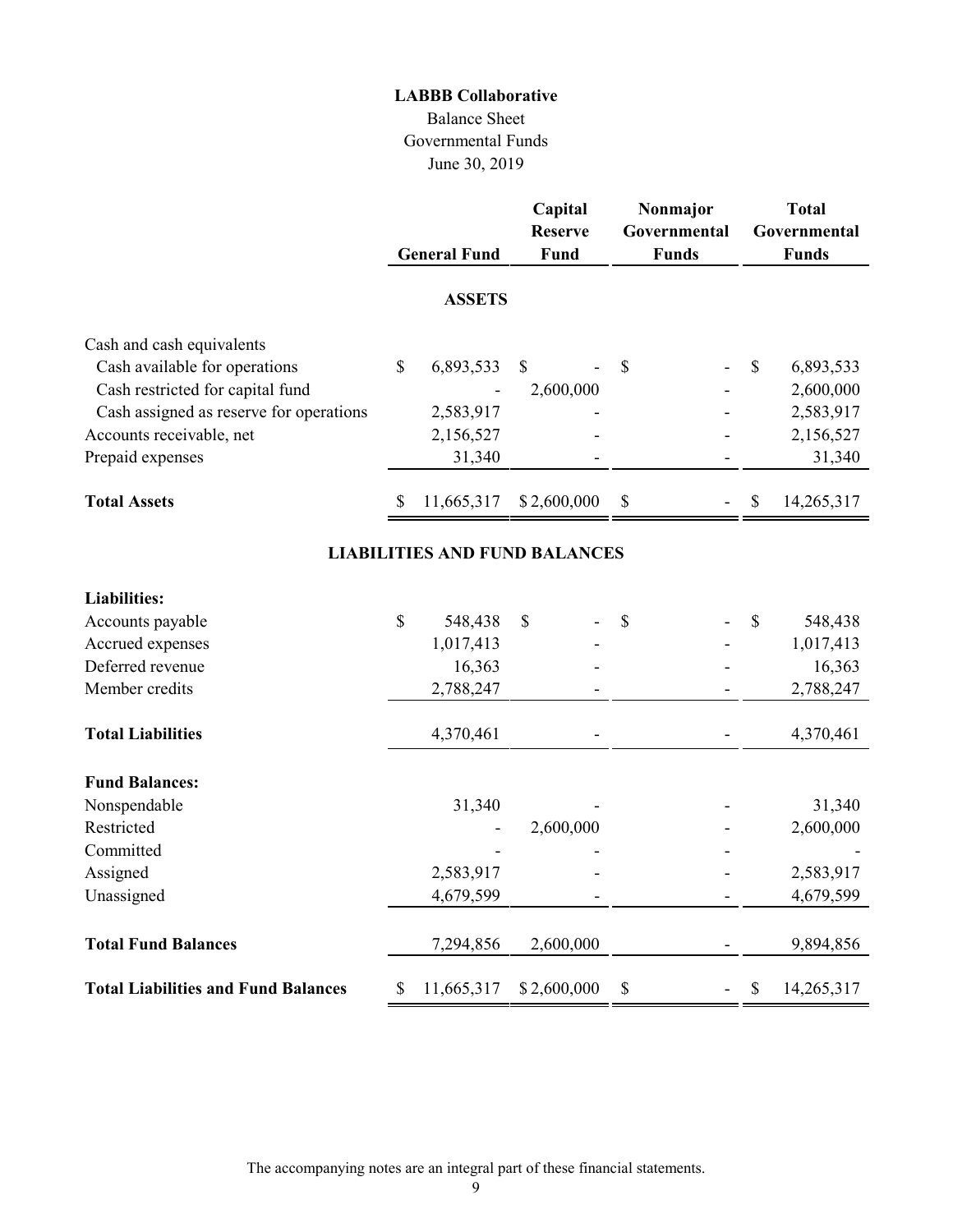# LABBB Collaborative

Balance Sheet
Governmental Funds
June 30, 2019

| | General Fund | Capital Reserve Fund | Nonmajor Governmental Funds | Total Governmental Funds |
|---|---|---|---|---|
| **ASSETS** | | | | |
| Cash and cash equivalents | | | | |
| Cash available for operations | $ 6,893,533 | $ - | $ - | $ 6,893,533 |
| Cash restricted for capital fund | - | 2,600,000 | - | 2,600,000 |
| Cash assigned as reserve for operations | 2,583,917 | - | - | 2,583,917 |
| Accounts receivable, net | 2,156,527 | - | - | 2,156,527 |
| Prepaid expenses | 31,340 | - | - | 31,340 |
| **Total Assets** | $ 11,665,317 | $ 2,600,000 | $ - | $ 14,265,317 |
| **LIABILITIES AND FUND BALANCES** | | | | |
| **Liabilities:** | | | | |
| Accounts payable | $ 548,438 | $ - | $ - | $ 548,438 |
| Accrued expenses | 1,017,413 | - | - | 1,017,413 |
| Deferred revenue | 16,363 | - | - | 16,363 |
| Member credits | 2,788,247 | - | - | 2,788,247 |
| **Total Liabilities** | 4,370,461 | - | - | 4,370,461 |
| **Fund Balances:** | | | | |
| Nonspendable | 31,340 | - | - | 31,340 |
| Restricted | - | 2,600,000 | - | 2,600,000 |
| Committed | - | - | - | - |
| Assigned | 2,583,917 | - | - | 2,583,917 |
| Unassigned | 4,679,599 | - | - | 4,679,599 |
| **Total Fund Balances** | 7,294,856 | 2,600,000 | - | 9,894,856 |
| **Total Liabilities and Fund Balances** | $ 11,665,317 | $ 2,600,000 | $ - | $ 14,265,317 |

The accompanying notes are an integral part of these financial statements.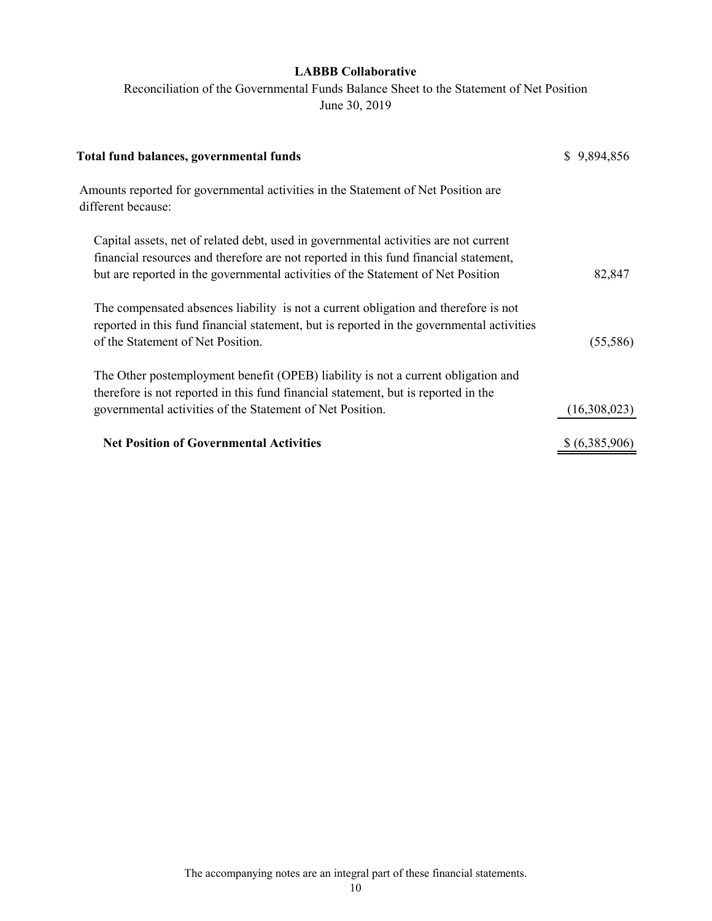**LABBB Collaborative**

Reconciliation of the Governmental Funds Balance Sheet to the Statement of Net Position

June 30, 2019

| | |
|---|---|
| **Total fund balances, governmental funds** | $ 9,894,856 |
| Amounts reported for governmental activities in the Statement of Net Position are different because: | |
| Capital assets, net of related debt, used in governmental activities are not current financial resources and therefore are not reported in this fund financial statement, but are reported in the governmental activities of the Statement of Net Position | 82,847 |
| The compensated absences liability is not a current obligation and therefore is not reported in this fund financial statement, but is reported in the governmental activities of the Statement of Net Position. | (55,586) |
| The Other postemployment benefit (OPEB) liability is not a current obligation and therefore is not reported in this fund financial statement, but is reported in the governmental activities of the Statement of Net Position. | (16,308,023) |
| **Net Position of Governmental Activities** | $ (6,385,906) |

The accompanying notes are an integral part of these financial statements.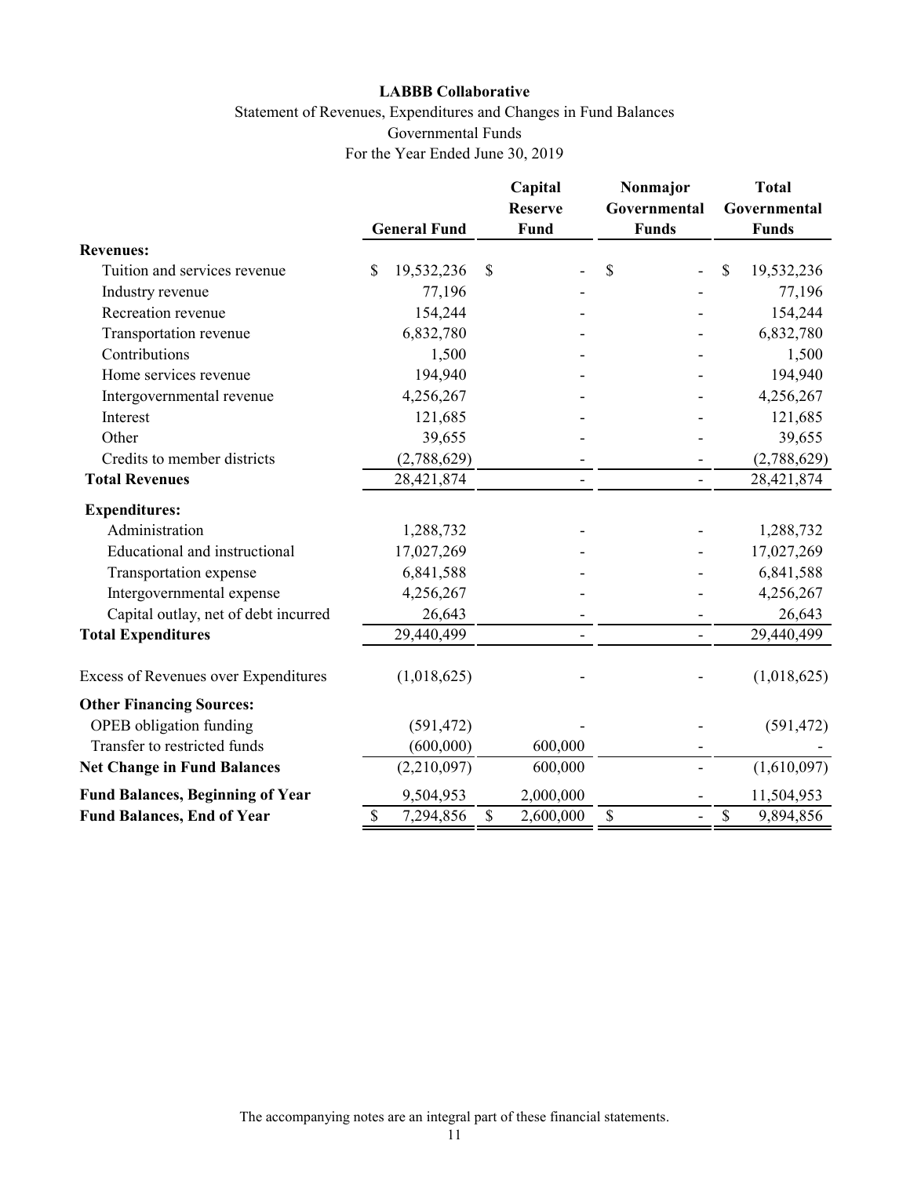**LABBB Collaborative**

Statement of Revenues, Expenditures and Changes in Fund Balances

Governmental Funds

For the Year Ended June 30, 2019

| | General Fund | Capital Reserve Fund | Nonmajor Governmental Funds | Total Governmental Funds |
|---|---|---|---|---|
| **Revenues:** | | | | |
| Tuition and services revenue | $ 19,532,236 | $ - | $ - | $ 19,532,236 |
| Industry revenue | 77,196 | - | - | 77,196 |
| Recreation revenue | 154,244 | - | - | 154,244 |
| Transportation revenue | 6,832,780 | - | - | 6,832,780 |
| Contributions | 1,500 | - | - | 1,500 |
| Home services revenue | 194,940 | - | - | 194,940 |
| Intergovernmental revenue | 4,256,267 | - | - | 4,256,267 |
| Interest | 121,685 | - | - | 121,685 |
| Other | 39,655 | - | - | 39,655 |
| Credits to member districts | (2,788,629) | - | - | (2,788,629) |
| **Total Revenues** | 28,421,874 | - | - | 28,421,874 |
| **Expenditures:** | | | | |
| Administration | 1,288,732 | - | - | 1,288,732 |
| Educational and instructional | 17,027,269 | - | - | 17,027,269 |
| Transportation expense | 6,841,588 | - | - | 6,841,588 |
| Intergovernmental expense | 4,256,267 | - | - | 4,256,267 |
| Capital outlay, net of debt incurred | 26,643 | - | - | 26,643 |
| **Total Expenditures** | 29,440,499 | - | - | 29,440,499 |
| Excess of Revenues over Expenditures | (1,018,625) | - | - | (1,018,625) |
| **Other Financing Sources:** | | | | |
| OPEB obligation funding | (591,472) | - | - | (591,472) |
| Transfer to restricted funds | (600,000) | 600,000 | - | - |
| **Net Change in Fund Balances** | (2,210,097) | 600,000 | - | (1,610,097) |
| **Fund Balances, Beginning of Year** | 9,504,953 | 2,000,000 | - | 11,504,953 |
| **Fund Balances, End of Year** | $ 7,294,856 | $ 2,600,000 | $ - | $ 9,894,856 |

The accompanying notes are an integral part of these financial statements.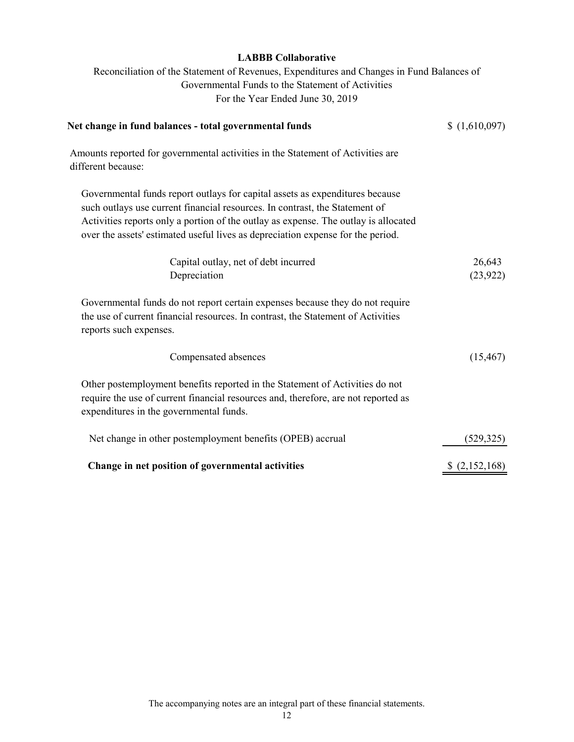# LABBB Collaborative

Reconciliation of the Statement of Revenues, Expenditures and Changes in Fund Balances of Governmental Funds to the Statement of Activities

For the Year Ended June 30, 2019

| | |
|---|---|
| **Net change in fund balances - total governmental funds** | $ (1,610,097) |
| Amounts reported for governmental activities in the Statement of Activities are different because: | |
| Governmental funds report outlays for capital assets as expenditures because such outlays use current financial resources. In contrast, the Statement of Activities reports only a portion of the outlay as expense. The outlay is allocated over the assets' estimated useful lives as depreciation expense for the period. | |
| Capital outlay, net of debt incurred | 26,643 |
| Depreciation | (23,922) |
| Governmental funds do not report certain expenses because they do not require the use of current financial resources. In contrast, the Statement of Activities reports such expenses. | |
| Compensated absences | (15,467) |
| Other postemployment benefits reported in the Statement of Activities do not require the use of current financial resources and, therefore, are not reported as expenditures in the governmental funds. | |
| Net change in other postemployment benefits (OPEB) accrual | (529,325) |
| **Change in net position of governmental activities** | $ (2,152,168) |

The accompanying notes are an integral part of these financial statements.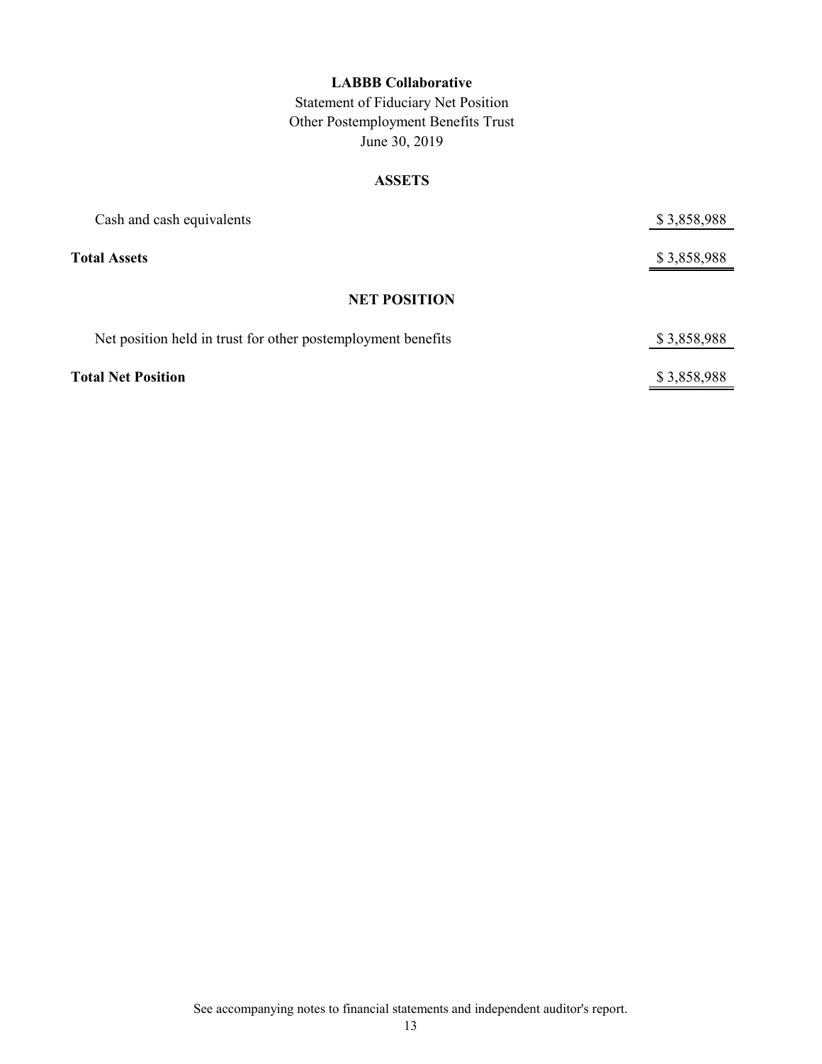# LABBB Collaborative

Statement of Fiduciary Net Position
Other Postemployment Benefits Trust
June 30, 2019

## ASSETS

| | |
|---|---|
| Cash and cash equivalents | $ 3,858,988 |
| **Total Assets** | $ 3,858,988 |

## NET POSITION

| | |
|---|---|
| Net position held in trust for other postemployment benefits | $ 3,858,988 |
| **Total Net Position** | $ 3,858,988 |

See accompanying notes to financial statements and independent auditor's report.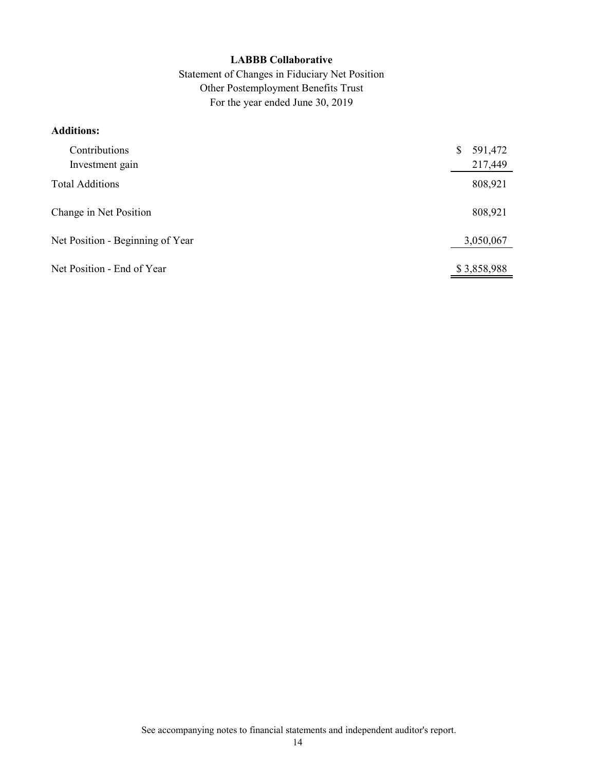# LABBB Collaborative

Statement of Changes in Fiduciary Net Position
Other Postemployment Benefits Trust
For the year ended June 30, 2019

| | |
|---|---|
| **Additions:** | |
| Contributions | $ 591,472 |
| Investment gain | 217,449 |
| Total Additions | 808,921 |
| Change in Net Position | 808,921 |
| Net Position - Beginning of Year | 3,050,067 |
| Net Position - End of Year | $ 3,858,988 |

See accompanying notes to financial statements and independent auditor's report.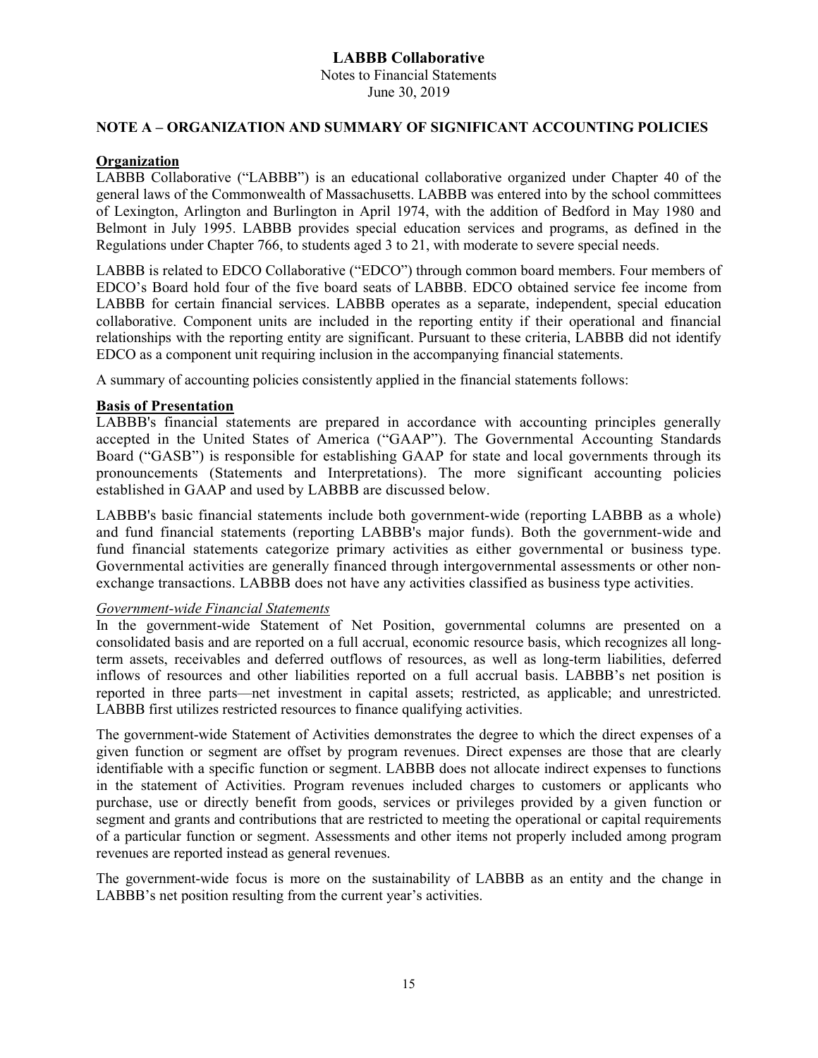# LABBB Collaborative

Notes to Financial Statements
June 30, 2019

## NOTE A – ORGANIZATION AND SUMMARY OF SIGNIFICANT ACCOUNTING POLICIES

### Organization

LABBB Collaborative ("LABBB") is an educational collaborative organized under Chapter 40 of the general laws of the Commonwealth of Massachusetts. LABBB was entered into by the school committees of Lexington, Arlington and Burlington in April 1974, with the addition of Bedford in May 1980 and Belmont in July 1995. LABBB provides special education services and programs, as defined in the Regulations under Chapter 766, to students aged 3 to 21, with moderate to severe special needs.

LABBB is related to EDCO Collaborative ("EDCO") through common board members. Four members of EDCO's Board hold four of the five board seats of LABBB. EDCO obtained service fee income from LABBB for certain financial services. LABBB operates as a separate, independent, special education collaborative. Component units are included in the reporting entity if their operational and financial relationships with the reporting entity are significant. Pursuant to these criteria, LABBB did not identify EDCO as a component unit requiring inclusion in the accompanying financial statements.

A summary of accounting policies consistently applied in the financial statements follows:

### Basis of Presentation

LABBB's financial statements are prepared in accordance with accounting principles generally accepted in the United States of America ("GAAP"). The Governmental Accounting Standards Board ("GASB") is responsible for establishing GAAP for state and local governments through its pronouncements (Statements and Interpretations). The more significant accounting policies established in GAAP and used by LABBB are discussed below.

LABBB's basic financial statements include both government-wide (reporting LABBB as a whole) and fund financial statements (reporting LABBB's major funds). Both the government-wide and fund financial statements categorize primary activities as either governmental or business type. Governmental activities are generally financed through intergovernmental assessments or other non-exchange transactions. LABBB does not have any activities classified as business type activities.

#### *Government-wide Financial Statements*

In the government-wide Statement of Net Position, governmental columns are presented on a consolidated basis and are reported on a full accrual, economic resource basis, which recognizes all long-term assets, receivables and deferred outflows of resources, as well as long-term liabilities, deferred inflows of resources and other liabilities reported on a full accrual basis. LABBB's net position is reported in three parts—net investment in capital assets; restricted, as applicable; and unrestricted. LABBB first utilizes restricted resources to finance qualifying activities.

The government-wide Statement of Activities demonstrates the degree to which the direct expenses of a given function or segment are offset by program revenues. Direct expenses are those that are clearly identifiable with a specific function or segment. LABBB does not allocate indirect expenses to functions in the statement of Activities. Program revenues included charges to customers or applicants who purchase, use or directly benefit from goods, services or privileges provided by a given function or segment and grants and contributions that are restricted to meeting the operational or capital requirements of a particular function or segment. Assessments and other items not properly included among program revenues are reported instead as general revenues.

The government-wide focus is more on the sustainability of LABBB as an entity and the change in LABBB's net position resulting from the current year's activities.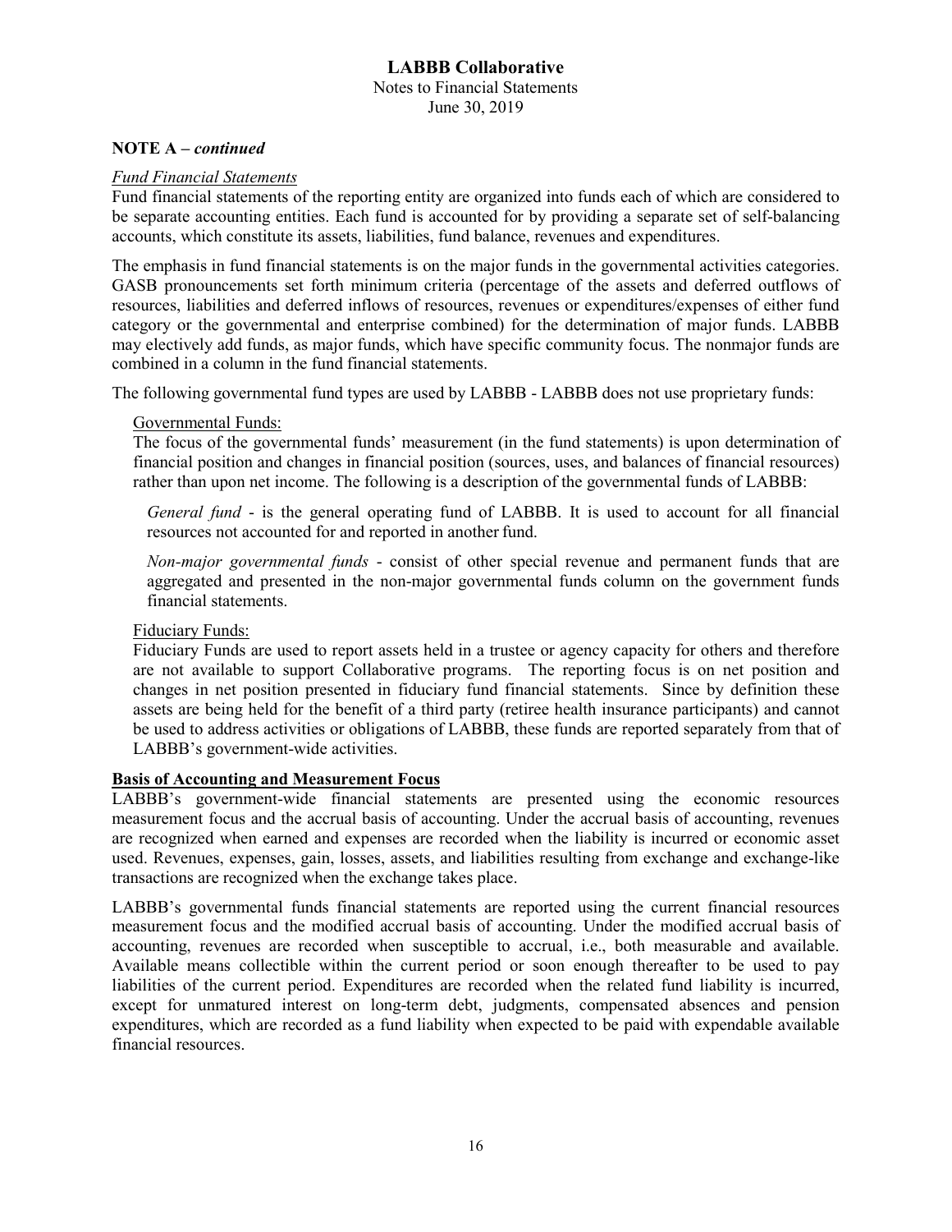**NOTE A – *continued***

*Fund Financial Statements*

Fund financial statements of the reporting entity are organized into funds each of which are considered to be separate accounting entities. Each fund is accounted for by providing a separate set of self-balancing accounts, which constitute its assets, liabilities, fund balance, revenues and expenditures.

The emphasis in fund financial statements is on the major funds in the governmental activities categories. GASB pronouncements set forth minimum criteria (percentage of the assets and deferred outflows of resources, liabilities and deferred inflows of resources, revenues or expenditures/expenses of either fund category or the governmental and enterprise combined) for the determination of major funds. LABBB may electively add funds, as major funds, which have specific community focus. The nonmajor funds are combined in a column in the fund financial statements.

The following governmental fund types are used by LABBB - LABBB does not use proprietary funds:

Governmental Funds:

The focus of the governmental funds' measurement (in the fund statements) is upon determination of financial position and changes in financial position (sources, uses, and balances of financial resources) rather than upon net income. The following is a description of the governmental funds of LABBB:

*General fund* - is the general operating fund of LABBB. It is used to account for all financial resources not accounted for and reported in another fund.

*Non-major governmental funds* - consist of other special revenue and permanent funds that are aggregated and presented in the non-major governmental funds column on the government funds financial statements.

Fiduciary Funds:

Fiduciary Funds are used to report assets held in a trustee or agency capacity for others and therefore are not available to support Collaborative programs. The reporting focus is on net position and changes in net position presented in fiduciary fund financial statements. Since by definition these assets are being held for the benefit of a third party (retiree health insurance participants) and cannot be used to address activities or obligations of LABBB, these funds are reported separately from that of LABBB's government-wide activities.

**Basis of Accounting and Measurement Focus**

LABBB's government-wide financial statements are presented using the economic resources measurement focus and the accrual basis of accounting. Under the accrual basis of accounting, revenues are recognized when earned and expenses are recorded when the liability is incurred or economic asset used. Revenues, expenses, gain, losses, assets, and liabilities resulting from exchange and exchange-like transactions are recognized when the exchange takes place.

LABBB's governmental funds financial statements are reported using the current financial resources measurement focus and the modified accrual basis of accounting. Under the modified accrual basis of accounting, revenues are recorded when susceptible to accrual, i.e., both measurable and available. Available means collectible within the current period or soon enough thereafter to be used to pay liabilities of the current period. Expenditures are recorded when the related fund liability is incurred, except for unmatured interest on long-term debt, judgments, compensated absences and pension expenditures, which are recorded as a fund liability when expected to be paid with expendable available financial resources.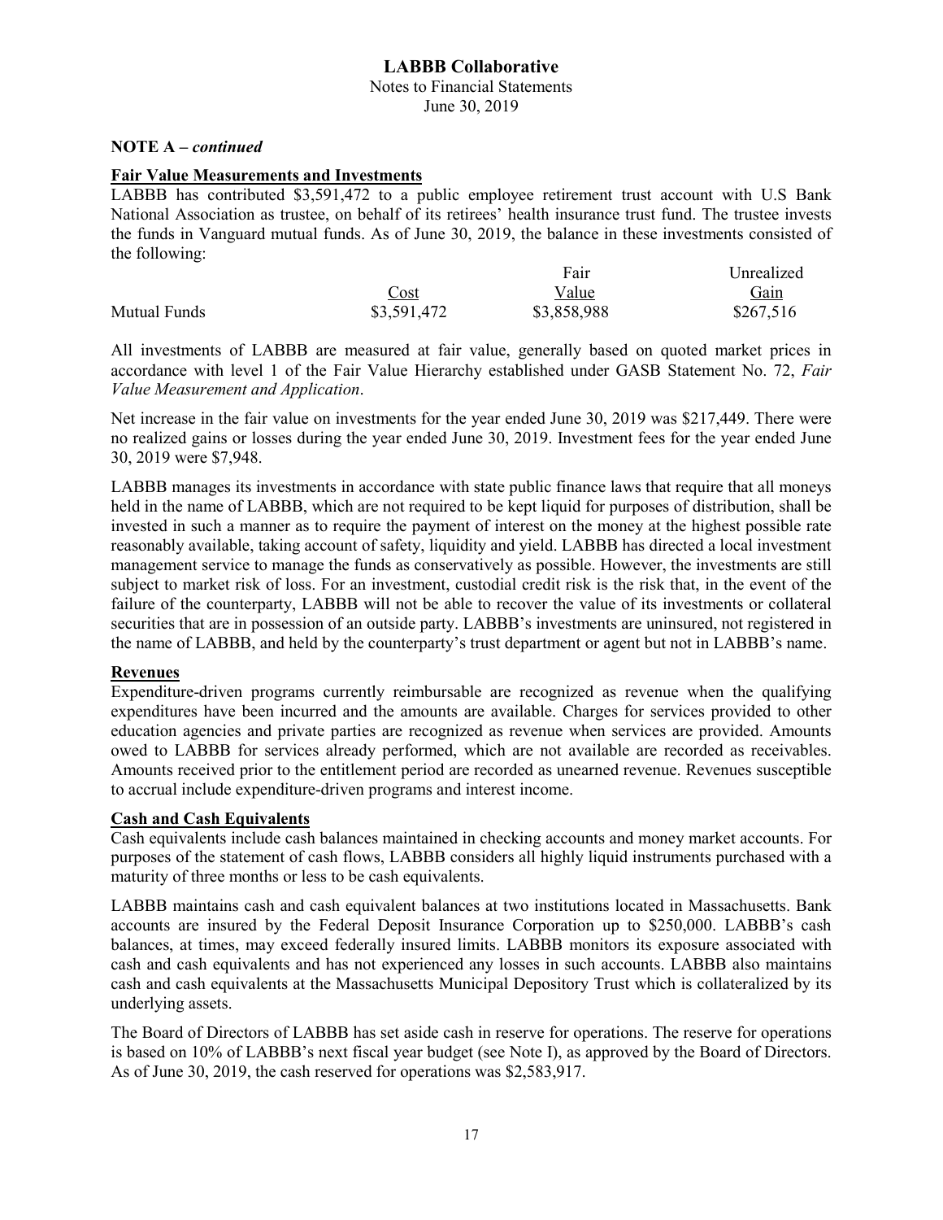**NOTE A –** ***continued***

**Fair Value Measurements and Investments**

LABBB has contributed $3,591,472 to a public employee retirement trust account with U.S Bank National Association as trustee, on behalf of its retirees' health insurance trust fund. The trustee invests the funds in Vanguard mutual funds. As of June 30, 2019, the balance in these investments consisted of the following:

| | Cost | Fair Value | Unrealized Gain |
|---|---|---|---|
| Mutual Funds | $3,591,472 | $3,858,988 | $267,516 |

All investments of LABBB are measured at fair value, generally based on quoted market prices in accordance with level 1 of the Fair Value Hierarchy established under GASB Statement No. 72, *Fair Value Measurement and Application*.

Net increase in the fair value on investments for the year ended June 30, 2019 was $217,449. There were no realized gains or losses during the year ended June 30, 2019. Investment fees for the year ended June 30, 2019 were $7,948.

LABBB manages its investments in accordance with state public finance laws that require that all moneys held in the name of LABBB, which are not required to be kept liquid for purposes of distribution, shall be invested in such a manner as to require the payment of interest on the money at the highest possible rate reasonably available, taking account of safety, liquidity and yield. LABBB has directed a local investment management service to manage the funds as conservatively as possible. However, the investments are still subject to market risk of loss. For an investment, custodial credit risk is the risk that, in the event of the failure of the counterparty, LABBB will not be able to recover the value of its investments or collateral securities that are in possession of an outside party. LABBB's investments are uninsured, not registered in the name of LABBB, and held by the counterparty's trust department or agent but not in LABBB's name.

**Revenues**

Expenditure-driven programs currently reimbursable are recognized as revenue when the qualifying expenditures have been incurred and the amounts are available. Charges for services provided to other education agencies and private parties are recognized as revenue when services are provided. Amounts owed to LABBB for services already performed, which are not available are recorded as receivables. Amounts received prior to the entitlement period are recorded as unearned revenue. Revenues susceptible to accrual include expenditure-driven programs and interest income.

**Cash and Cash Equivalents**

Cash equivalents include cash balances maintained in checking accounts and money market accounts. For purposes of the statement of cash flows, LABBB considers all highly liquid instruments purchased with a maturity of three months or less to be cash equivalents.

LABBB maintains cash and cash equivalent balances at two institutions located in Massachusetts. Bank accounts are insured by the Federal Deposit Insurance Corporation up to $250,000. LABBB's cash balances, at times, may exceed federally insured limits. LABBB monitors its exposure associated with cash and cash equivalents and has not experienced any losses in such accounts. LABBB also maintains cash and cash equivalents at the Massachusetts Municipal Depository Trust which is collateralized by its underlying assets.

The Board of Directors of LABBB has set aside cash in reserve for operations. The reserve for operations is based on 10% of LABBB's next fiscal year budget (see Note I), as approved by the Board of Directors. As of June 30, 2019, the cash reserved for operations was $2,583,917.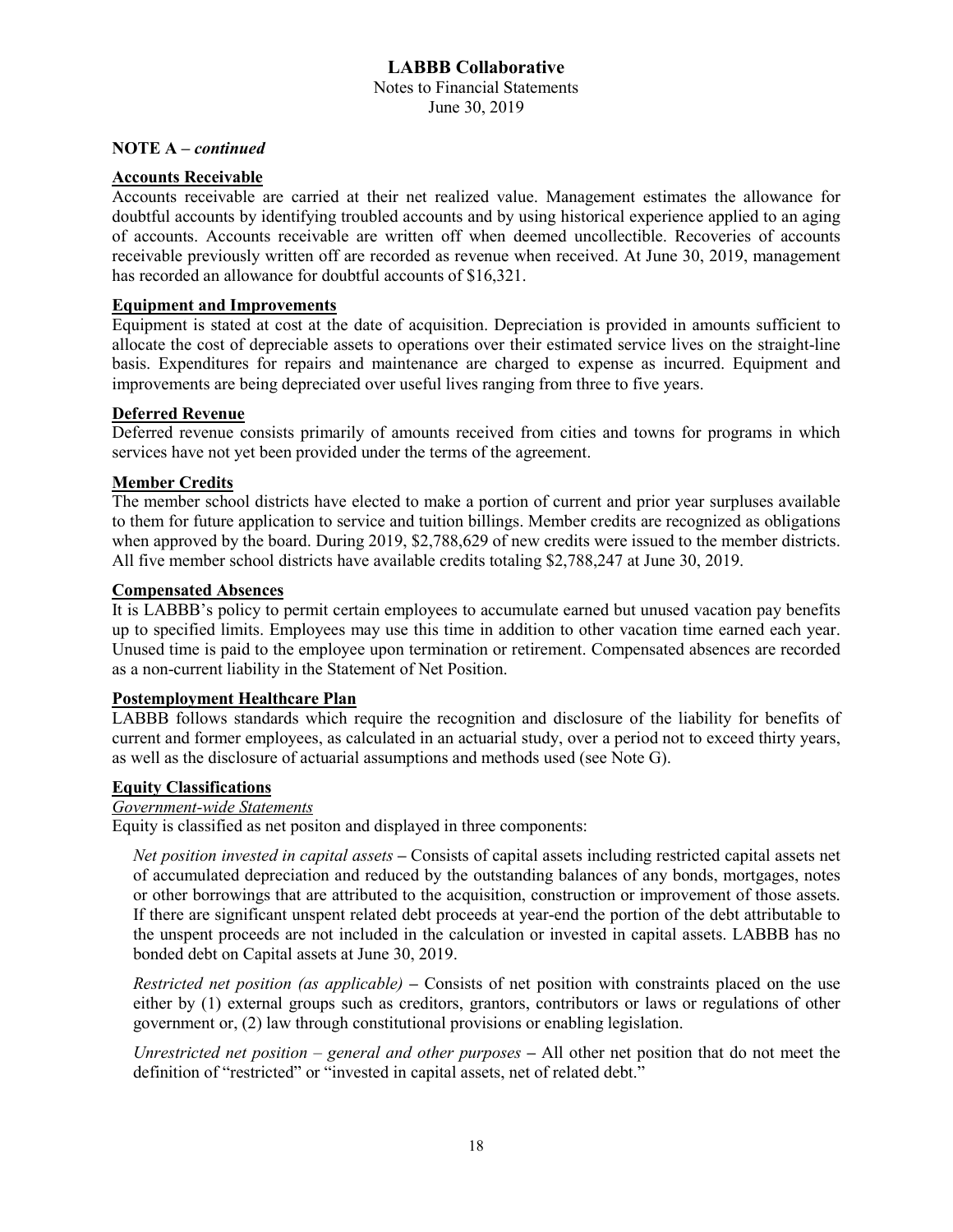**NOTE A –** ***continued***

**Accounts Receivable**

Accounts receivable are carried at their net realized value. Management estimates the allowance for doubtful accounts by identifying troubled accounts and by using historical experience applied to an aging of accounts. Accounts receivable are written off when deemed uncollectible. Recoveries of accounts receivable previously written off are recorded as revenue when received. At June 30, 2019, management has recorded an allowance for doubtful accounts of $16,321.

**Equipment and Improvements**

Equipment is stated at cost at the date of acquisition. Depreciation is provided in amounts sufficient to allocate the cost of depreciable assets to operations over their estimated service lives on the straight-line basis. Expenditures for repairs and maintenance are charged to expense as incurred. Equipment and improvements are being depreciated over useful lives ranging from three to five years.

**Deferred Revenue**

Deferred revenue consists primarily of amounts received from cities and towns for programs in which services have not yet been provided under the terms of the agreement.

**Member Credits**

The member school districts have elected to make a portion of current and prior year surpluses available to them for future application to service and tuition billings. Member credits are recognized as obligations when approved by the board. During 2019, $2,788,629 of new credits were issued to the member districts. All five member school districts have available credits totaling $2,788,247 at June 30, 2019.

**Compensated Absences**

It is LABBB's policy to permit certain employees to accumulate earned but unused vacation pay benefits up to specified limits. Employees may use this time in addition to other vacation time earned each year. Unused time is paid to the employee upon termination or retirement. Compensated absences are recorded as a non-current liability in the Statement of Net Position.

**Postemployment Healthcare Plan**

LABBB follows standards which require the recognition and disclosure of the liability for benefits of current and former employees, as calculated in an actuarial study, over a period not to exceed thirty years, as well as the disclosure of actuarial assumptions and methods used (see Note G).

**Equity Classifications**

*Government-wide Statements*

Equity is classified as net positon and displayed in three components:

*Net position invested in capital assets* **–** Consists of capital assets including restricted capital assets net of accumulated depreciation and reduced by the outstanding balances of any bonds, mortgages, notes or other borrowings that are attributed to the acquisition, construction or improvement of those assets. If there are significant unspent related debt proceeds at year-end the portion of the debt attributable to the unspent proceeds are not included in the calculation or invested in capital assets. LABBB has no bonded debt on Capital assets at June 30, 2019.

*Restricted net position (as applicable)* **–** Consists of net position with constraints placed on the use either by (1) external groups such as creditors, grantors, contributors or laws or regulations of other government or, (2) law through constitutional provisions or enabling legislation.

*Unrestricted net position – general and other purposes* **–** All other net position that do not meet the definition of "restricted" or "invested in capital assets, net of related debt."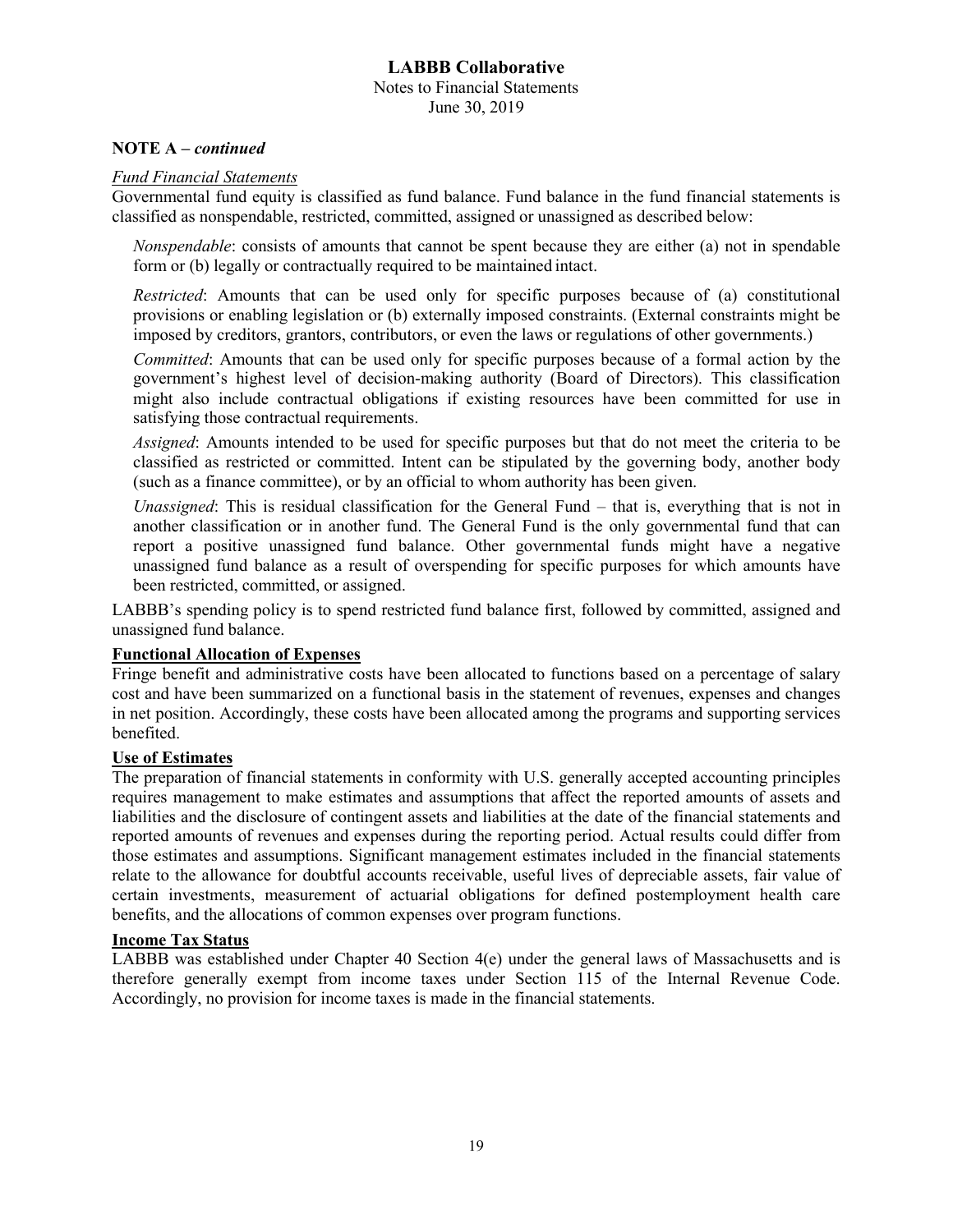**NOTE A –** ***continued***

*Fund Financial Statements*

Governmental fund equity is classified as fund balance. Fund balance in the fund financial statements is classified as nonspendable, restricted, committed, assigned or unassigned as described below:

*Nonspendable*: consists of amounts that cannot be spent because they are either (a) not in spendable form or (b) legally or contractually required to be maintained intact.

*Restricted*: Amounts that can be used only for specific purposes because of (a) constitutional provisions or enabling legislation or (b) externally imposed constraints. (External constraints might be imposed by creditors, grantors, contributors, or even the laws or regulations of other governments.)

*Committed*: Amounts that can be used only for specific purposes because of a formal action by the government's highest level of decision-making authority (Board of Directors). This classification might also include contractual obligations if existing resources have been committed for use in satisfying those contractual requirements.

*Assigned*: Amounts intended to be used for specific purposes but that do not meet the criteria to be classified as restricted or committed. Intent can be stipulated by the governing body, another body (such as a finance committee), or by an official to whom authority has been given.

*Unassigned*: This is residual classification for the General Fund – that is, everything that is not in another classification or in another fund. The General Fund is the only governmental fund that can report a positive unassigned fund balance. Other governmental funds might have a negative unassigned fund balance as a result of overspending for specific purposes for which amounts have been restricted, committed, or assigned.

LABBB's spending policy is to spend restricted fund balance first, followed by committed, assigned and unassigned fund balance.

**Functional Allocation of Expenses**

Fringe benefit and administrative costs have been allocated to functions based on a percentage of salary cost and have been summarized on a functional basis in the statement of revenues, expenses and changes in net position. Accordingly, these costs have been allocated among the programs and supporting services benefited.

**Use of Estimates**

The preparation of financial statements in conformity with U.S. generally accepted accounting principles requires management to make estimates and assumptions that affect the reported amounts of assets and liabilities and the disclosure of contingent assets and liabilities at the date of the financial statements and reported amounts of revenues and expenses during the reporting period. Actual results could differ from those estimates and assumptions. Significant management estimates included in the financial statements relate to the allowance for doubtful accounts receivable, useful lives of depreciable assets, fair value of certain investments, measurement of actuarial obligations for defined postemployment health care benefits, and the allocations of common expenses over program functions.

**Income Tax Status**

LABBB was established under Chapter 40 Section 4(e) under the general laws of Massachusetts and is therefore generally exempt from income taxes under Section 115 of the Internal Revenue Code. Accordingly, no provision for income taxes is made in the financial statements.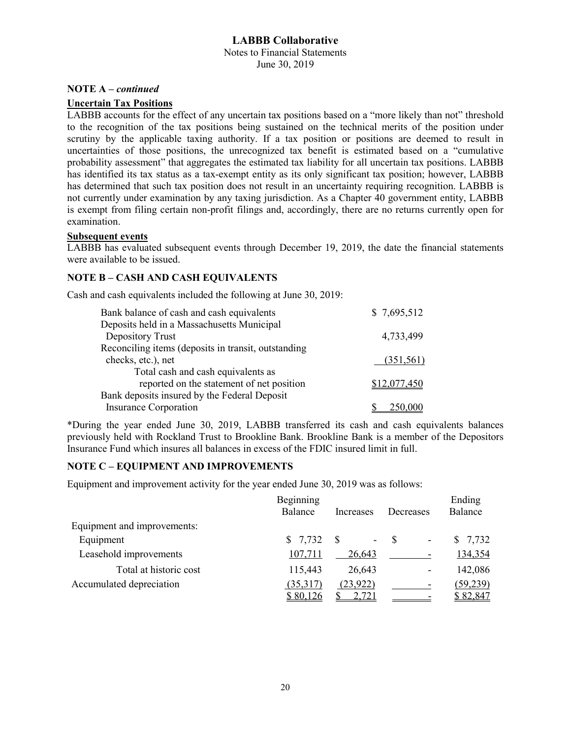**NOTE A – *continued***

**Uncertain Tax Positions**

LABBB accounts for the effect of any uncertain tax positions based on a "more likely than not" threshold to the recognition of the tax positions being sustained on the technical merits of the position under scrutiny by the applicable taxing authority. If a tax position or positions are deemed to result in uncertainties of those positions, the unrecognized tax benefit is estimated based on a "cumulative probability assessment" that aggregates the estimated tax liability for all uncertain tax positions. LABBB has identified its tax status as a tax-exempt entity as its only significant tax position; however, LABBB has determined that such tax position does not result in an uncertainty requiring recognition. LABBB is not currently under examination by any taxing jurisdiction. As a Chapter 40 government entity, LABBB is exempt from filing certain non-profit filings and, accordingly, there are no returns currently open for examination.

**Subsequent events**

LABBB has evaluated subsequent events through December 19, 2019, the date the financial statements were available to be issued.

## NOTE B – CASH AND CASH EQUIVALENTS

Cash and cash equivalents included the following at June 30, 2019:

| | |
|---|---|
| Bank balance of cash and cash equivalents | $ 7,695,512 |
| Deposits held in a Massachusetts Municipal Depository Trust | 4,733,499 |
| Reconciling items (deposits in transit, outstanding checks, etc.), net | (351,561) |
| Total cash and cash equivalents as reported on the statement of net position | $12,077,450 |
| Bank deposits insured by the Federal Deposit Insurance Corporation | $ 250,000 |

*During the year ended June 30, 2019, LABBB transferred its cash and cash equivalents balances previously held with Rockland Trust to Brookline Bank. Brookline Bank is a member of the Depositors Insurance Fund which insures all balances in excess of the FDIC insured limit in full.

## NOTE C – EQUIPMENT AND IMPROVEMENTS

Equipment and improvement activity for the year ended June 30, 2019 was as follows:

| | Beginning Balance | Increases | Decreases | Ending Balance |
|---|---|---|---|---|
| Equipment and improvements: | | | | |
| Equipment | $ 7,732 | $ - | $ - | $ 7,732 |
| Leasehold improvements | 107,711 | 26,643 | - | 134,354 |
| Total at historic cost | 115,443 | 26,643 | - | 142,086 |
| Accumulated depreciation | (35,317) | (23,922) | - | (59,239) |
| | $ 80,126 | $ 2,721 | - | $ 82,847 |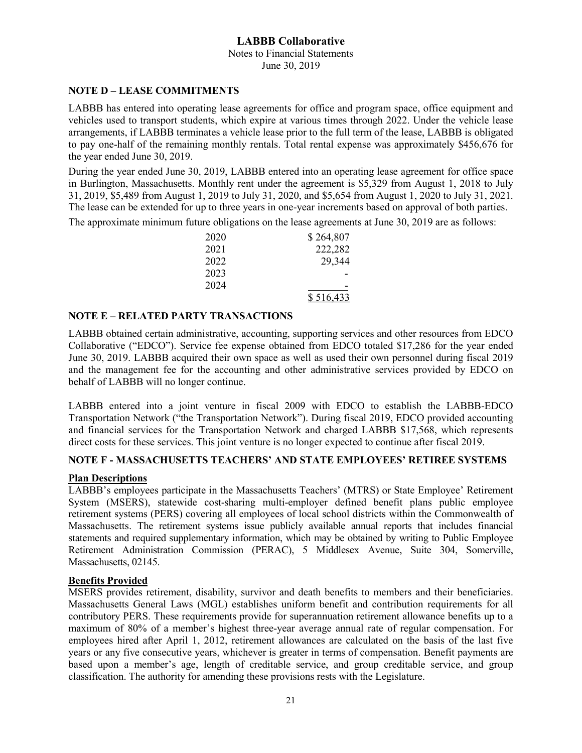## NOTE D – LEASE COMMITMENTS

LABBB has entered into operating lease agreements for office and program space, office equipment and vehicles used to transport students, which expire at various times through 2022. Under the vehicle lease arrangements, if LABBB terminates a vehicle lease prior to the full term of the lease, LABBB is obligated to pay one-half of the remaining monthly rentals. Total rental expense was approximately $456,676 for the year ended June 30, 2019.

During the year ended June 30, 2019, LABBB entered into an operating lease agreement for office space in Burlington, Massachusetts. Monthly rent under the agreement is $5,329 from August 1, 2018 to July 31, 2019, $5,489 from August 1, 2019 to July 31, 2020, and $5,654 from August 1, 2020 to July 31, 2021. The lease can be extended for up to three years in one-year increments based on approval of both parties.

The approximate minimum future obligations on the lease agreements at June 30, 2019 are as follows:

| | |
|---|---|
| 2020 | $ 264,807 |
| 2021 | 222,282 |
| 2022 | 29,344 |
| 2023 | - |
| 2024 | - |
| | $ 516,433 |

## NOTE E – RELATED PARTY TRANSACTIONS

LABBB obtained certain administrative, accounting, supporting services and other resources from EDCO Collaborative ("EDCO"). Service fee expense obtained from EDCO totaled $17,286 for the year ended June 30, 2019. LABBB acquired their own space as well as used their own personnel during fiscal 2019 and the management fee for the accounting and other administrative services provided by EDCO on behalf of LABBB will no longer continue.

LABBB entered into a joint venture in fiscal 2009 with EDCO to establish the LABBB-EDCO Transportation Network ("the Transportation Network"). During fiscal 2019, EDCO provided accounting and financial services for the Transportation Network and charged LABBB $17,568, which represents direct costs for these services. This joint venture is no longer expected to continue after fiscal 2019.

## NOTE F - MASSACHUSETTS TEACHERS' AND STATE EMPLOYEES' RETIREE SYSTEMS

### Plan Descriptions

LABBB's employees participate in the Massachusetts Teachers' (MTRS) or State Employee' Retirement System (MSERS), statewide cost-sharing multi-employer defined benefit plans public employee retirement systems (PERS) covering all employees of local school districts within the Commonwealth of Massachusetts. The retirement systems issue publicly available annual reports that includes financial statements and required supplementary information, which may be obtained by writing to Public Employee Retirement Administration Commission (PERAC), 5 Middlesex Avenue, Suite 304, Somerville, Massachusetts, 02145.

### Benefits Provided

MSERS provides retirement, disability, survivor and death benefits to members and their beneficiaries. Massachusetts General Laws (MGL) establishes uniform benefit and contribution requirements for all contributory PERS. These requirements provide for superannuation retirement allowance benefits up to a maximum of 80% of a member's highest three-year average annual rate of regular compensation. For employees hired after April 1, 2012, retirement allowances are calculated on the basis of the last five years or any five consecutive years, whichever is greater in terms of compensation. Benefit payments are based upon a member's age, length of creditable service, and group creditable service, and group classification. The authority for amending these provisions rests with the Legislature.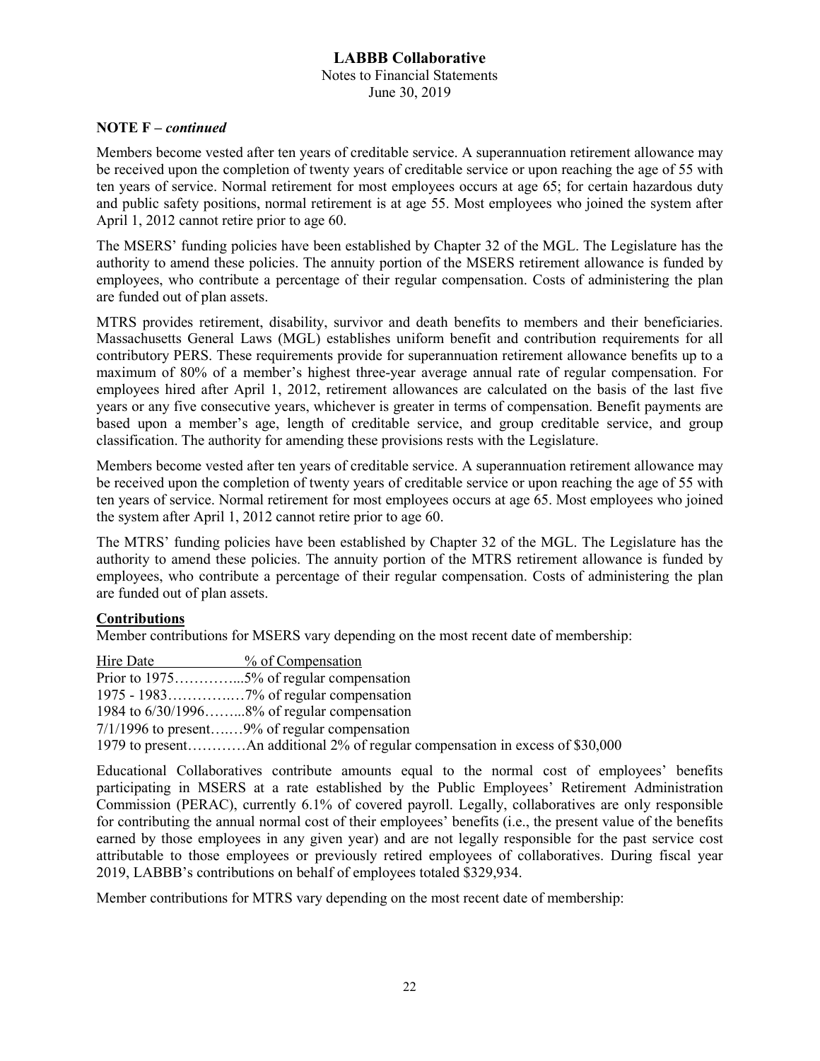**NOTE F – *continued***

Members become vested after ten years of creditable service. A superannuation retirement allowance may be received upon the completion of twenty years of creditable service or upon reaching the age of 55 with ten years of service. Normal retirement for most employees occurs at age 65; for certain hazardous duty and public safety positions, normal retirement is at age 55. Most employees who joined the system after April 1, 2012 cannot retire prior to age 60.

The MSERS' funding policies have been established by Chapter 32 of the MGL. The Legislature has the authority to amend these policies. The annuity portion of the MSERS retirement allowance is funded by employees, who contribute a percentage of their regular compensation. Costs of administering the plan are funded out of plan assets.

MTRS provides retirement, disability, survivor and death benefits to members and their beneficiaries. Massachusetts General Laws (MGL) establishes uniform benefit and contribution requirements for all contributory PERS. These requirements provide for superannuation retirement allowance benefits up to a maximum of 80% of a member's highest three-year average annual rate of regular compensation. For employees hired after April 1, 2012, retirement allowances are calculated on the basis of the last five years or any five consecutive years, whichever is greater in terms of compensation. Benefit payments are based upon a member's age, length of creditable service, and group creditable service, and group classification. The authority for amending these provisions rests with the Legislature.

Members become vested after ten years of creditable service. A superannuation retirement allowance may be received upon the completion of twenty years of creditable service or upon reaching the age of 55 with ten years of service. Normal retirement for most employees occurs at age 65. Most employees who joined the system after April 1, 2012 cannot retire prior to age 60.

The MTRS' funding policies have been established by Chapter 32 of the MGL. The Legislature has the authority to amend these policies. The annuity portion of the MTRS retirement allowance is funded by employees, who contribute a percentage of their regular compensation. Costs of administering the plan are funded out of plan assets.

**Contributions**

Member contributions for MSERS vary depending on the most recent date of membership:

| Hire Date | % of Compensation |
|---|---|
| Prior to 1975 | 5% of regular compensation |
| 1975 - 1983 | 7% of regular compensation |
| 1984 to 6/30/1996 | 8% of regular compensation |
| 7/1/1996 to present | 9% of regular compensation |
| 1979 to present | An additional 2% of regular compensation in excess of $30,000 |

Educational Collaboratives contribute amounts equal to the normal cost of employees' benefits participating in MSERS at a rate established by the Public Employees' Retirement Administration Commission (PERAC), currently 6.1% of covered payroll. Legally, collaboratives are only responsible for contributing the annual normal cost of their employees' benefits (i.e., the present value of the benefits earned by those employees in any given year) and are not legally responsible for the past service cost attributable to those employees or previously retired employees of collaboratives. During fiscal year 2019, LABBB's contributions on behalf of employees totaled $329,934.

Member contributions for MTRS vary depending on the most recent date of membership: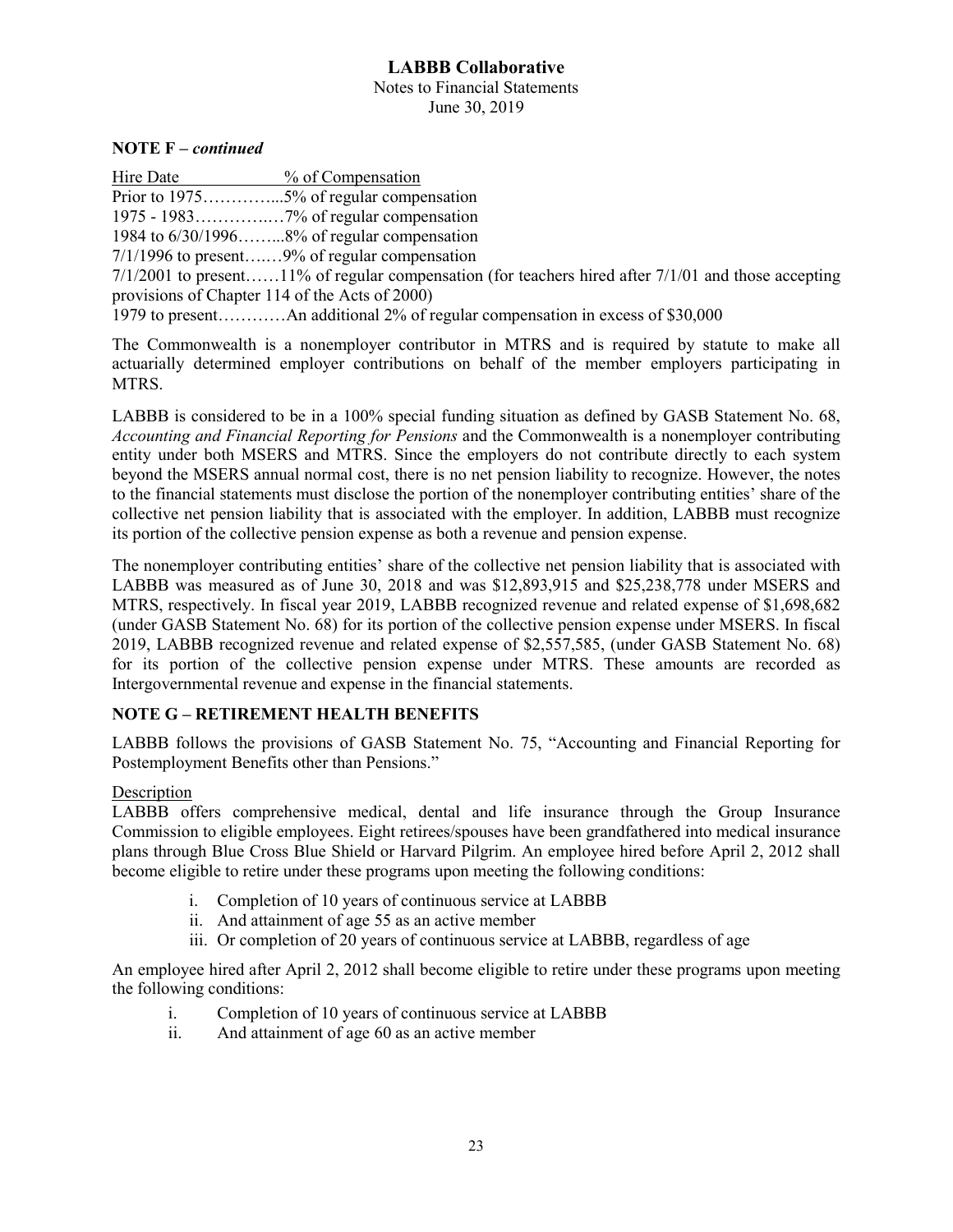**NOTE F – *continued***

Hire Date % of Compensation
Prior to 1975…………...5% of regular compensation
1975 - 1983………….…7% of regular compensation
1984 to 6/30/1996……...8% of regular compensation
7/1/1996 to present…..…9% of regular compensation
7/1/2001 to present……11% of regular compensation (for teachers hired after 7/1/01 and those accepting provisions of Chapter 114 of the Acts of 2000)
1979 to present…………An additional 2% of regular compensation in excess of $30,000

The Commonwealth is a nonemployer contributor in MTRS and is required by statute to make all actuarially determined employer contributions on behalf of the member employers participating in MTRS.

LABBB is considered to be in a 100% special funding situation as defined by GASB Statement No. 68, *Accounting and Financial Reporting for Pensions* and the Commonwealth is a nonemployer contributing entity under both MSERS and MTRS. Since the employers do not contribute directly to each system beyond the MSERS annual normal cost, there is no net pension liability to recognize. However, the notes to the financial statements must disclose the portion of the nonemployer contributing entities' share of the collective net pension liability that is associated with the employer. In addition, LABBB must recognize its portion of the collective pension expense as both a revenue and pension expense.

The nonemployer contributing entities' share of the collective net pension liability that is associated with LABBB was measured as of June 30, 2018 and was $12,893,915 and $25,238,778 under MSERS and MTRS, respectively. In fiscal year 2019, LABBB recognized revenue and related expense of $1,698,682 (under GASB Statement No. 68) for its portion of the collective pension expense under MSERS. In fiscal 2019, LABBB recognized revenue and related expense of $2,557,585, (under GASB Statement No. 68) for its portion of the collective pension expense under MTRS. These amounts are recorded as Intergovernmental revenue and expense in the financial statements.

**NOTE G – RETIREMENT HEALTH BENEFITS**

LABBB follows the provisions of GASB Statement No. 75, "Accounting and Financial Reporting for Postemployment Benefits other than Pensions."

Description

LABBB offers comprehensive medical, dental and life insurance through the Group Insurance Commission to eligible employees. Eight retirees/spouses have been grandfathered into medical insurance plans through Blue Cross Blue Shield or Harvard Pilgrim. An employee hired before April 2, 2012 shall become eligible to retire under these programs upon meeting the following conditions:

i. Completion of 10 years of continuous service at LABBB
ii. And attainment of age 55 as an active member
iii. Or completion of 20 years of continuous service at LABBB, regardless of age

An employee hired after April 2, 2012 shall become eligible to retire under these programs upon meeting the following conditions:

i. Completion of 10 years of continuous service at LABBB
ii. And attainment of age 60 as an active member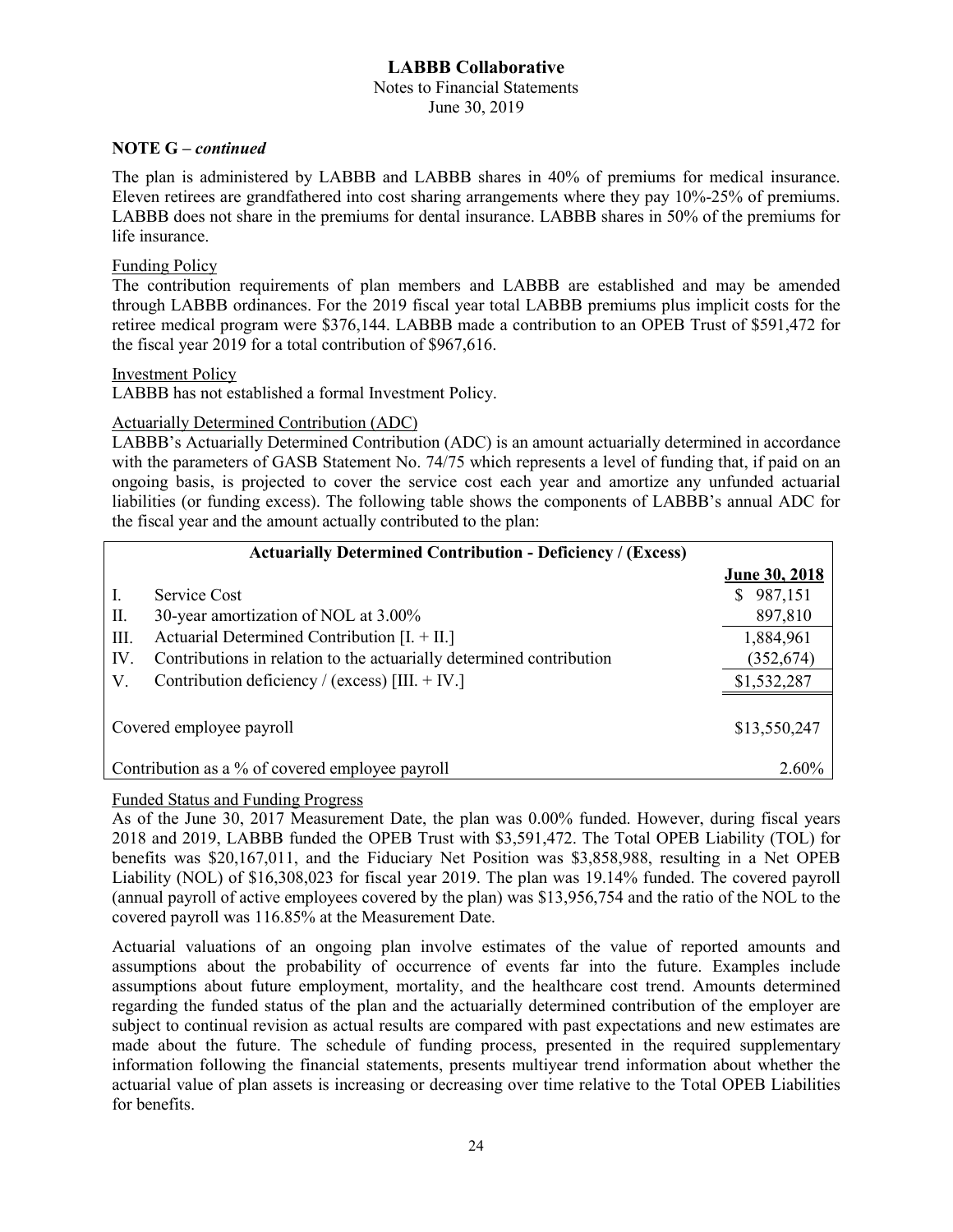**NOTE G –** ***continued***

The plan is administered by LABBB and LABBB shares in 40% of premiums for medical insurance. Eleven retirees are grandfathered into cost sharing arrangements where they pay 10%-25% of premiums. LABBB does not share in the premiums for dental insurance. LABBB shares in 50% of the premiums for life insurance.

Funding Policy

The contribution requirements of plan members and LABBB are established and may be amended through LABBB ordinances. For the 2019 fiscal year total LABBB premiums plus implicit costs for the retiree medical program were $376,144. LABBB made a contribution to an OPEB Trust of $591,472 for the fiscal year 2019 for a total contribution of $967,616.

Investment Policy

LABBB has not established a formal Investment Policy.

Actuarially Determined Contribution (ADC)

LABBB's Actuarially Determined Contribution (ADC) is an amount actuarially determined in accordance with the parameters of GASB Statement No. 74/75 which represents a level of funding that, if paid on an ongoing basis, is projected to cover the service cost each year and amortize any unfunded actuarial liabilities (or funding excess). The following table shows the components of LABBB's annual ADC for the fiscal year and the amount actually contributed to the plan:

| Actuarially Determined Contribution - Deficiency / (Excess) | | |
|---|---|---|
| | | June 30, 2018 |
| I. | Service Cost | $ 987,151 |
| II. | 30-year amortization of NOL at 3.00% | 897,810 |
| III. | Actuarial Determined Contribution [I. + II.] | 1,884,961 |
| IV. | Contributions in relation to the actuarially determined contribution | (352,674) |
| V. | Contribution deficiency / (excess) [III. + IV.] | $1,532,287 |
| Covered employee payroll | | $13,550,247 |
| Contribution as a % of covered employee payroll | | 2.60% |

Funded Status and Funding Progress

As of the June 30, 2017 Measurement Date, the plan was 0.00% funded. However, during fiscal years 2018 and 2019, LABBB funded the OPEB Trust with $3,591,472. The Total OPEB Liability (TOL) for benefits was $20,167,011, and the Fiduciary Net Position was $3,858,988, resulting in a Net OPEB Liability (NOL) of $16,308,023 for fiscal year 2019. The plan was 19.14% funded. The covered payroll (annual payroll of active employees covered by the plan) was $13,956,754 and the ratio of the NOL to the covered payroll was 116.85% at the Measurement Date.

Actuarial valuations of an ongoing plan involve estimates of the value of reported amounts and assumptions about the probability of occurrence of events far into the future. Examples include assumptions about future employment, mortality, and the healthcare cost trend. Amounts determined regarding the funded status of the plan and the actuarially determined contribution of the employer are subject to continual revision as actual results are compared with past expectations and new estimates are made about the future. The schedule of funding process, presented in the required supplementary information following the financial statements, presents multiyear trend information about whether the actuarial value of plan assets is increasing or decreasing over time relative to the Total OPEB Liabilities for benefits.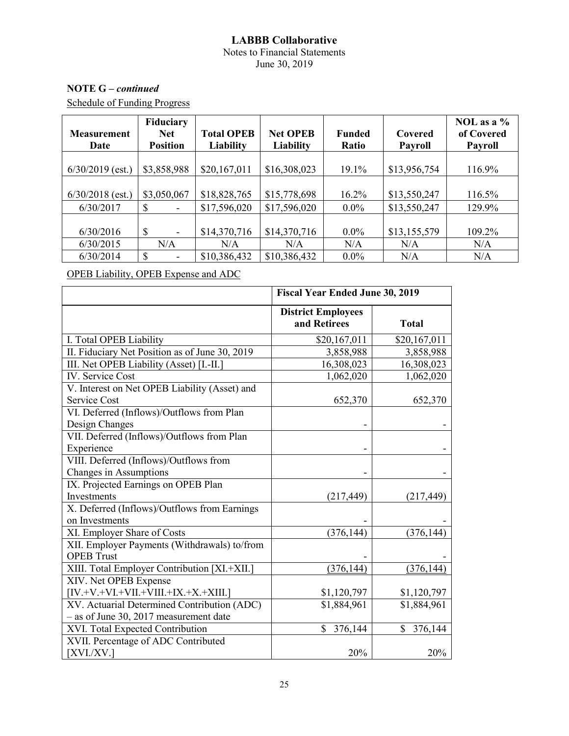# LABBB Collaborative

Notes to Financial Statements

June 30, 2019

**NOTE G –** ***continued***

Schedule of Funding Progress

| Measurement Date | Fiduciary Net Position | Total OPEB Liability | Net OPEB Liability | Funded Ratio | Covered Payroll | NOL as a % of Covered Payroll |
|---|---|---|---|---|---|---|
| 6/30/2019 (est.) | $3,858,988 | $20,167,011 | $16,308,023 | 19.1% | $13,956,754 | 116.9% |
| 6/30/2018 (est.) | $3,050,067 | $18,828,765 | $15,778,698 | 16.2% | $13,550,247 | 116.5% |
| 6/30/2017 | $ - | $17,596,020 | $17,596,020 | 0.0% | $13,550,247 | 129.9% |
| 6/30/2016 | $ - | $14,370,716 | $14,370,716 | 0.0% | $13,155,579 | 109.2% |
| 6/30/2015 | N/A | N/A | N/A | N/A | N/A | N/A |
| 6/30/2014 | $ - | $10,386,432 | $10,386,432 | 0.0% | N/A | N/A |

OPEB Liability, OPEB Expense and ADC

| | Fiscal Year Ended June 30, 2019 | |
|---|---|---|
| | District Employees and Retirees | Total |
| I. Total OPEB Liability | $20,167,011 | $20,167,011 |
| II. Fiduciary Net Position as of June 30, 2019 | 3,858,988 | 3,858,988 |
| III. Net OPEB Liability (Asset) [I.-II.] | 16,308,023 | 16,308,023 |
| IV. Service Cost | 1,062,020 | 1,062,020 |
| V. Interest on Net OPEB Liability (Asset) and Service Cost | 652,370 | 652,370 |
| VI. Deferred (Inflows)/Outflows from Plan Design Changes | - | - |
| VII. Deferred (Inflows)/Outflows from Plan Experience | - | - |
| VIII. Deferred (Inflows)/Outflows from Changes in Assumptions | - | - |
| IX. Projected Earnings on OPEB Plan Investments | (217,449) | (217,449) |
| X. Deferred (Inflows)/Outflows from Earnings on Investments | - | - |
| XI. Employer Share of Costs | (376,144) | (376,144) |
| XII. Employer Payments (Withdrawals) to/from OPEB Trust | - | - |
| XIII. Total Employer Contribution [XI.+XII.] | (376,144) | (376,144) |
| XIV. Net OPEB Expense [IV.+V.+VI.+VII.+VIII.+IX.+X.+XIII.] | $1,120,797 | $1,120,797 |
| XV. Actuarial Determined Contribution (ADC) – as of June 30, 2017 measurement date | $1,884,961 | $1,884,961 |
| XVI. Total Expected Contribution | $ 376,144 | $ 376,144 |
| XVII. Percentage of ADC Contributed [XVI./XV.] | 20% | 20% |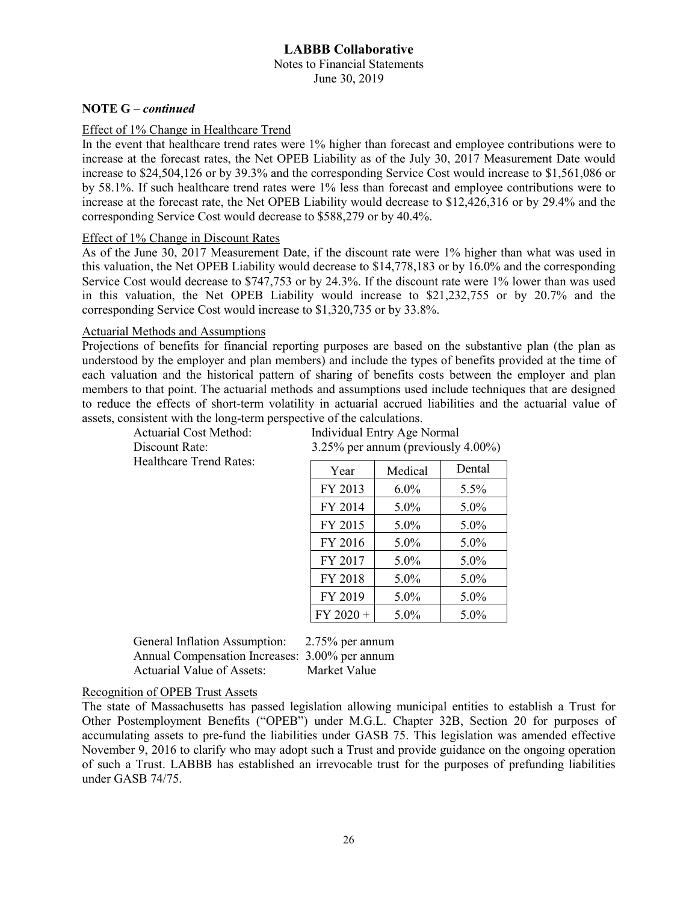**NOTE G –** ***continued***

Effect of 1% Change in Healthcare Trend

In the event that healthcare trend rates were 1% higher than forecast and employee contributions were to increase at the forecast rates, the Net OPEB Liability as of the July 30, 2017 Measurement Date would increase to $24,504,126 or by 39.3% and the corresponding Service Cost would increase to $1,561,086 or by 58.1%. If such healthcare trend rates were 1% less than forecast and employee contributions were to increase at the forecast rate, the Net OPEB Liability would decrease to $12,426,316 or by 29.4% and the corresponding Service Cost would decrease to $588,279 or by 40.4%.

Effect of 1% Change in Discount Rates

As of the June 30, 2017 Measurement Date, if the discount rate were 1% higher than what was used in this valuation, the Net OPEB Liability would decrease to $14,778,183 or by 16.0% and the corresponding Service Cost would decrease to $747,753 or by 24.3%. If the discount rate were 1% lower than was used in this valuation, the Net OPEB Liability would increase to $21,232,755 or by 20.7% and the corresponding Service Cost would increase to $1,320,735 or by 33.8%.

Actuarial Methods and Assumptions

Projections of benefits for financial reporting purposes are based on the substantive plan (the plan as understood by the employer and plan members) and include the types of benefits provided at the time of each valuation and the historical pattern of sharing of benefits costs between the employer and plan members to that point. The actuarial methods and assumptions used include techniques that are designed to reduce the effects of short-term volatility in actuarial accrued liabilities and the actuarial value of assets, consistent with the long-term perspective of the calculations.

Actuarial Cost Method: Individual Entry Age Normal

Discount Rate: 3.25% per annum (previously 4.00%)

Healthcare Trend Rates:

| Year | Medical | Dental |
|---|---|---|
| FY 2013 | 6.0% | 5.5% |
| FY 2014 | 5.0% | 5.0% |
| FY 2015 | 5.0% | 5.0% |
| FY 2016 | 5.0% | 5.0% |
| FY 2017 | 5.0% | 5.0% |
| FY 2018 | 5.0% | 5.0% |
| FY 2019 | 5.0% | 5.0% |
| FY 2020 + | 5.0% | 5.0% |

General Inflation Assumption: 2.75% per annum

Annual Compensation Increases: 3.00% per annum

Actuarial Value of Assets: Market Value

Recognition of OPEB Trust Assets

The state of Massachusetts has passed legislation allowing municipal entities to establish a Trust for Other Postemployment Benefits ("OPEB") under M.G.L. Chapter 32B, Section 20 for purposes of accumulating assets to pre-fund the liabilities under GASB 75. This legislation was amended effective November 9, 2016 to clarify who may adopt such a Trust and provide guidance on the ongoing operation of such a Trust. LABBB has established an irrevocable trust for the purposes of prefunding liabilities under GASB 74/75.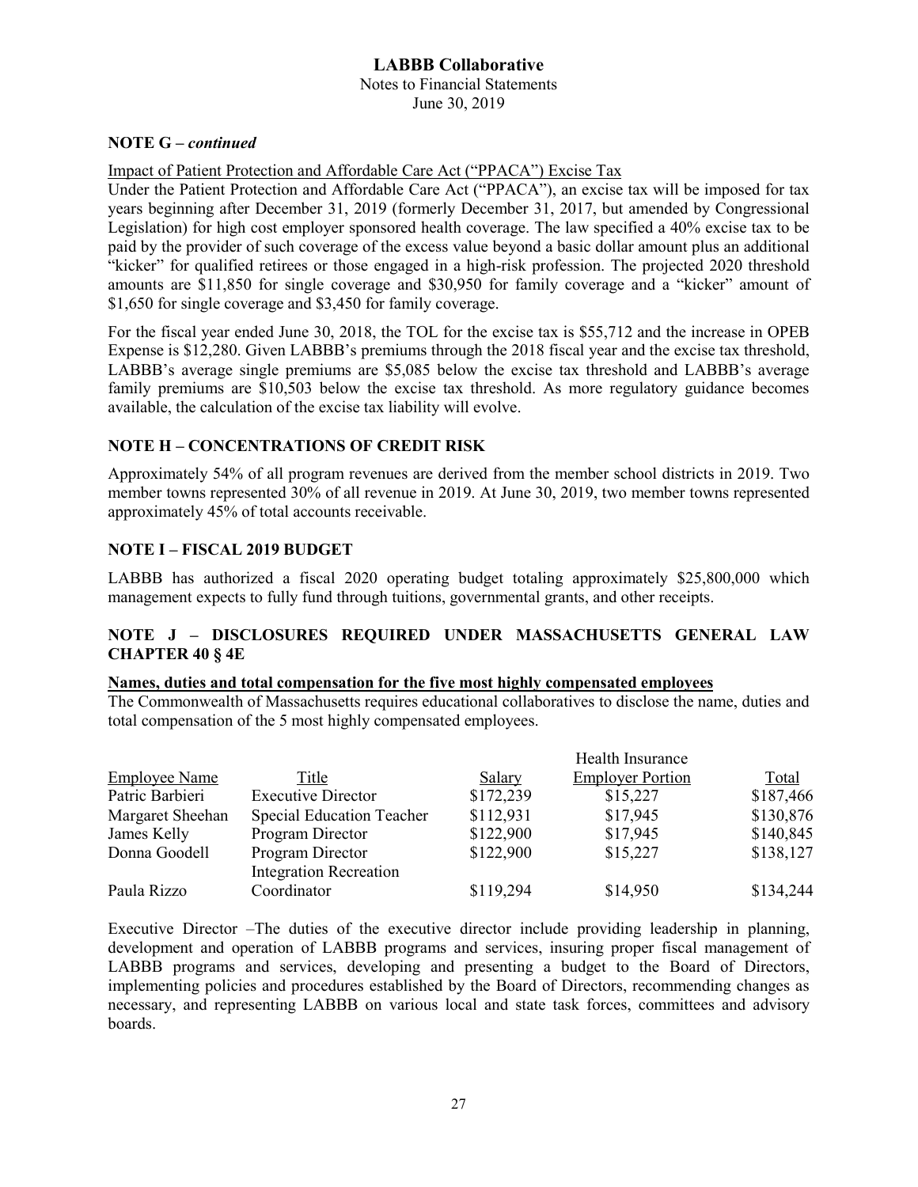**NOTE G –** ***continued***

Impact of Patient Protection and Affordable Care Act ("PPACA") Excise Tax

Under the Patient Protection and Affordable Care Act ("PPACA"), an excise tax will be imposed for tax years beginning after December 31, 2019 (formerly December 31, 2017, but amended by Congressional Legislation) for high cost employer sponsored health coverage. The law specified a 40% excise tax to be paid by the provider of such coverage of the excess value beyond a basic dollar amount plus an additional "kicker" for qualified retirees or those engaged in a high-risk profession. The projected 2020 threshold amounts are $11,850 for single coverage and $30,950 for family coverage and a "kicker" amount of $1,650 for single coverage and $3,450 for family coverage.

For the fiscal year ended June 30, 2018, the TOL for the excise tax is $55,712 and the increase in OPEB Expense is $12,280. Given LABBB's premiums through the 2018 fiscal year and the excise tax threshold, LABBB's average single premiums are $5,085 below the excise tax threshold and LABBB's average family premiums are $10,503 below the excise tax threshold. As more regulatory guidance becomes available, the calculation of the excise tax liability will evolve.

## NOTE H – CONCENTRATIONS OF CREDIT RISK

Approximately 54% of all program revenues are derived from the member school districts in 2019. Two member towns represented 30% of all revenue in 2019. At June 30, 2019, two member towns represented approximately 45% of total accounts receivable.

## NOTE I – FISCAL 2019 BUDGET

LABBB has authorized a fiscal 2020 operating budget totaling approximately $25,800,000 which management expects to fully fund through tuitions, governmental grants, and other receipts.

## NOTE J – DISCLOSURES REQUIRED UNDER MASSACHUSETTS GENERAL LAW CHAPTER 40 § 4E

**Names, duties and total compensation for the five most highly compensated employees**

The Commonwealth of Massachusetts requires educational collaboratives to disclose the name, duties and total compensation of the 5 most highly compensated employees.

| Employee Name | Title | Salary | Health Insurance Employer Portion | Total |
|---|---|---|---|---|
| Patric Barbieri | Executive Director | $172,239 | $15,227 | $187,466 |
| Margaret Sheehan | Special Education Teacher | $112,931 | $17,945 | $130,876 |
| James Kelly | Program Director | $122,900 | $17,945 | $140,845 |
| Donna Goodell | Program Director | $122,900 | $15,227 | $138,127 |
| Paula Rizzo | Integration Recreation Coordinator | $119,294 | $14,950 | $134,244 |

Executive Director –The duties of the executive director include providing leadership in planning, development and operation of LABBB programs and services, insuring proper fiscal management of LABBB programs and services, developing and presenting a budget to the Board of Directors, implementing policies and procedures established by the Board of Directors, recommending changes as necessary, and representing LABBB on various local and state task forces, committees and advisory boards.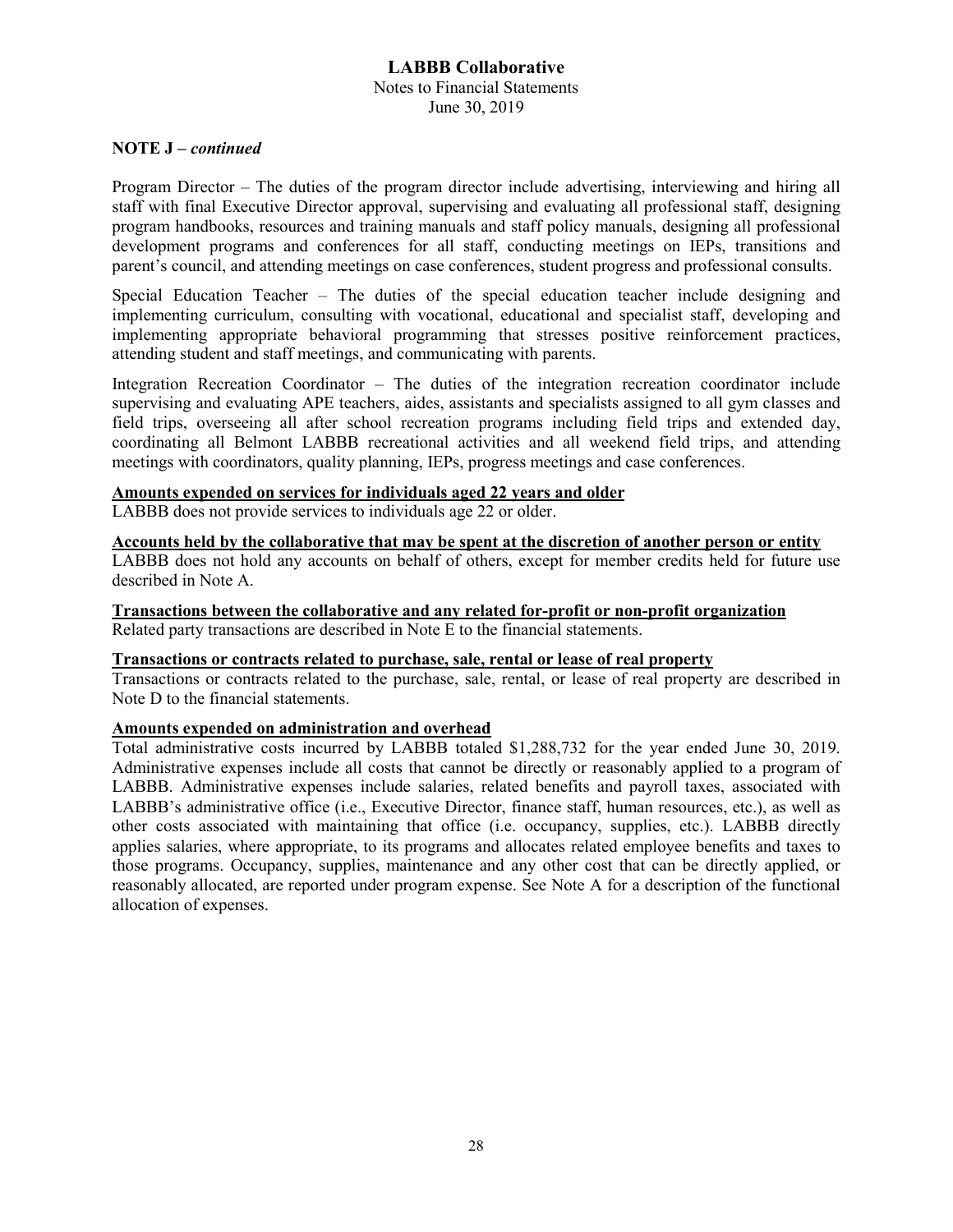**NOTE J – *continued***

Program Director – The duties of the program director include advertising, interviewing and hiring all staff with final Executive Director approval, supervising and evaluating all professional staff, designing program handbooks, resources and training manuals and staff policy manuals, designing all professional development programs and conferences for all staff, conducting meetings on IEPs, transitions and parent's council, and attending meetings on case conferences, student progress and professional consults.

Special Education Teacher – The duties of the special education teacher include designing and implementing curriculum, consulting with vocational, educational and specialist staff, developing and implementing appropriate behavioral programming that stresses positive reinforcement practices, attending student and staff meetings, and communicating with parents.

Integration Recreation Coordinator – The duties of the integration recreation coordinator include supervising and evaluating APE teachers, aides, assistants and specialists assigned to all gym classes and field trips, overseeing all after school recreation programs including field trips and extended day, coordinating all Belmont LABBB recreational activities and all weekend field trips, and attending meetings with coordinators, quality planning, IEPs, progress meetings and case conferences.

**Amounts expended on services for individuals aged 22 years and older**

LABBB does not provide services to individuals age 22 or older.

**Accounts held by the collaborative that may be spent at the discretion of another person or entity**

LABBB does not hold any accounts on behalf of others, except for member credits held for future use described in Note A.

**Transactions between the collaborative and any related for-profit or non-profit organization**

Related party transactions are described in Note E to the financial statements.

**Transactions or contracts related to purchase, sale, rental or lease of real property**

Transactions or contracts related to the purchase, sale, rental, or lease of real property are described in Note D to the financial statements.

**Amounts expended on administration and overhead**

Total administrative costs incurred by LABBB totaled $1,288,732 for the year ended June 30, 2019. Administrative expenses include all costs that cannot be directly or reasonably applied to a program of LABBB. Administrative expenses include salaries, related benefits and payroll taxes, associated with LABBB's administrative office (i.e., Executive Director, finance staff, human resources, etc.), as well as other costs associated with maintaining that office (i.e. occupancy, supplies, etc.). LABBB directly applies salaries, where appropriate, to its programs and allocates related employee benefits and taxes to those programs. Occupancy, supplies, maintenance and any other cost that can be directly applied, or reasonably allocated, are reported under program expense. See Note A for a description of the functional allocation of expenses.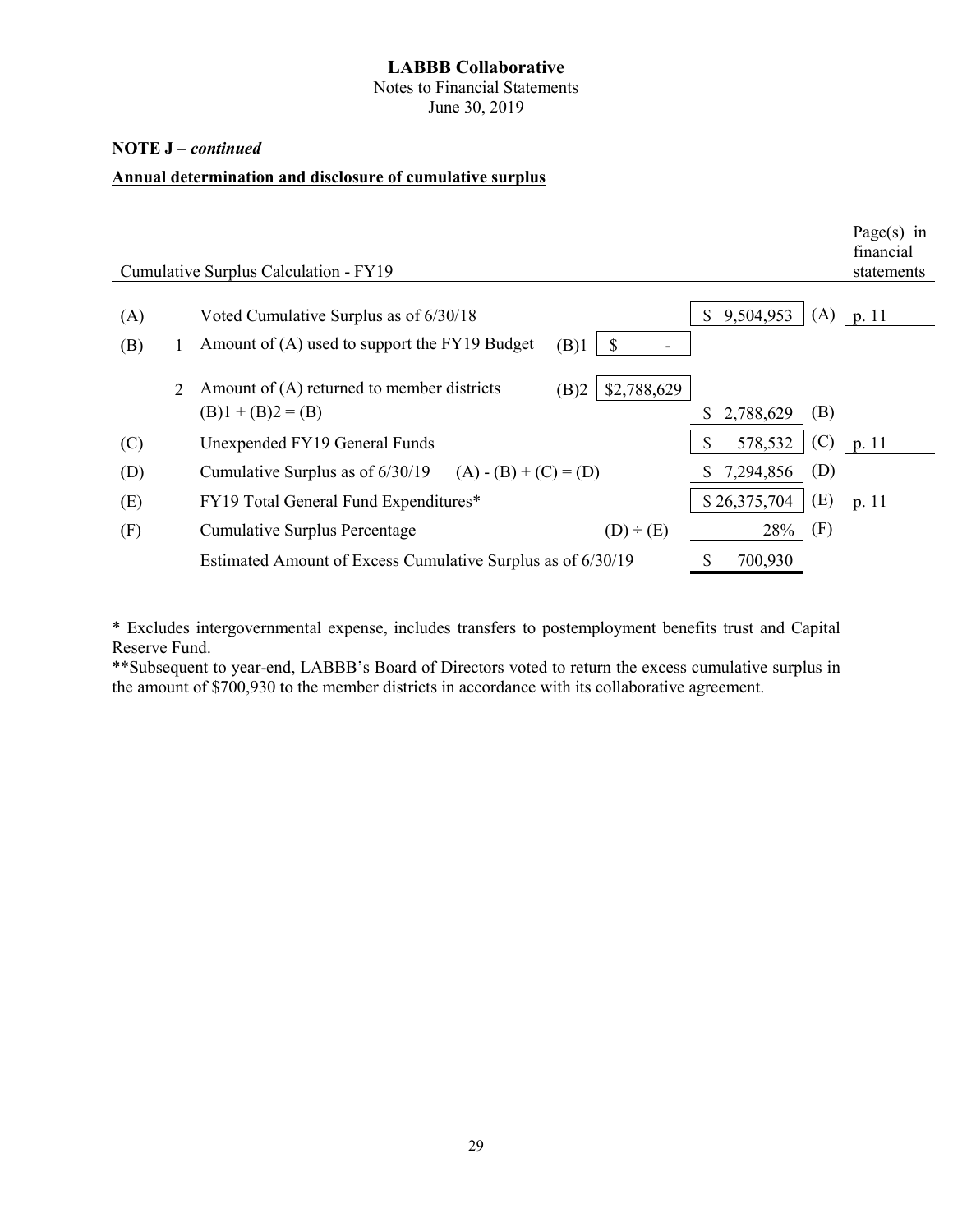# LABBB Collaborative

Notes to Financial Statements

June 30, 2019

**NOTE J –** ***continued***

**Annual determination and disclosure of cumulative surplus**

| Cumulative Surplus Calculation - FY19 | | | | | | | Page(s) in financial statements |
|---|---|---|---|---|---|---|---|
| (A) | | Voted Cumulative Surplus as of 6/30/18 | | | $ 9,504,953 | (A) | p. 11 |
| (B) | 1 | Amount of (A) used to support the FY19 Budget | (B)1 | $ - | | | |
| | 2 | Amount of (A) returned to member districts<br>(B)1 + (B)2 = (B) | (B)2 | $2,788,629 | $ 2,788,629 | (B) | |
| (C) | | Unexpended FY19 General Funds | | | $ 578,532 | (C) | p. 11 |
| (D) | | Cumulative Surplus as of 6/30/19 (A) - (B) + (C) = (D) | | | $ 7,294,856 | (D) | |
| (E) | | FY19 Total General Fund Expenditures* | | | $ 26,375,704 | (E) | p. 11 |
| (F) | | Cumulative Surplus Percentage | | (D) ÷ (E) | 28% | (F) | |
| | | Estimated Amount of Excess Cumulative Surplus as of 6/30/19 | | | $ 700,930 | | |

* Excludes intergovernmental expense, includes transfers to postemployment benefits trust and Capital Reserve Fund.

**Subsequent to year-end, LABBB's Board of Directors voted to return the excess cumulative surplus in the amount of $700,930 to the member districts in accordance with its collaborative agreement.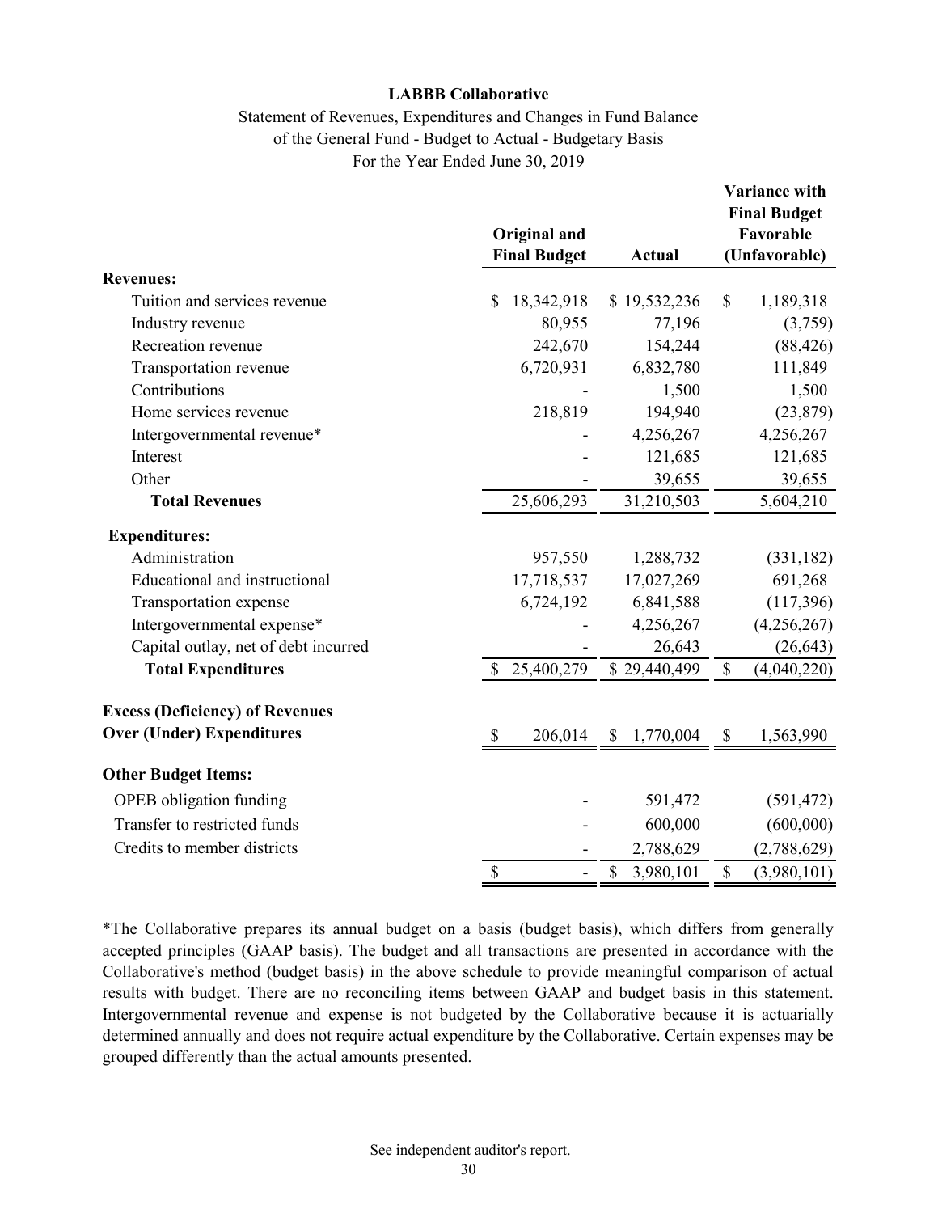**LABBB Collaborative**

Statement of Revenues, Expenditures and Changes in Fund Balance
of the General Fund - Budget to Actual - Budgetary Basis
For the Year Ended June 30, 2019

| | Original and Final Budget | Actual | Variance with Final Budget Favorable (Unfavorable) |
|---|---|---|---|
| **Revenues:** | | | |
| Tuition and services revenue | $ 18,342,918 | $ 19,532,236 | $ 1,189,318 |
| Industry revenue | 80,955 | 77,196 | (3,759) |
| Recreation revenue | 242,670 | 154,244 | (88,426) |
| Transportation revenue | 6,720,931 | 6,832,780 | 111,849 |
| Contributions | - | 1,500 | 1,500 |
| Home services revenue | 218,819 | 194,940 | (23,879) |
| Intergovernmental revenue* | - | 4,256,267 | 4,256,267 |
| Interest | - | 121,685 | 121,685 |
| Other | - | 39,655 | 39,655 |
| **Total Revenues** | 25,606,293 | 31,210,503 | 5,604,210 |
| **Expenditures:** | | | |
| Administration | 957,550 | 1,288,732 | (331,182) |
| Educational and instructional | 17,718,537 | 17,027,269 | 691,268 |
| Transportation expense | 6,724,192 | 6,841,588 | (117,396) |
| Intergovernmental expense* | - | 4,256,267 | (4,256,267) |
| Capital outlay, net of debt incurred | - | 26,643 | (26,643) |
| **Total Expenditures** | $ 25,400,279 | $ 29,440,499 | $ (4,040,220) |
| **Excess (Deficiency) of Revenues Over (Under) Expenditures** | $ 206,014 | $ 1,770,004 | $ 1,563,990 |
| **Other Budget Items:** | | | |
| OPEB obligation funding | - | 591,472 | (591,472) |
| Transfer to restricted funds | - | 600,000 | (600,000) |
| Credits to member districts | - | 2,788,629 | (2,788,629) |
| | $ - | $ 3,980,101 | $ (3,980,101) |

*The Collaborative prepares its annual budget on a basis (budget basis), which differs from generally accepted principles (GAAP basis). The budget and all transactions are presented in accordance with the Collaborative's method (budget basis) in the above schedule to provide meaningful comparison of actual results with budget. There are no reconciling items between GAAP and budget basis in this statement. Intergovernmental revenue and expense is not budgeted by the Collaborative because it is actuarially determined annually and does not require actual expenditure by the Collaborative. Certain expenses may be grouped differently than the actual amounts presented.

See independent auditor's report.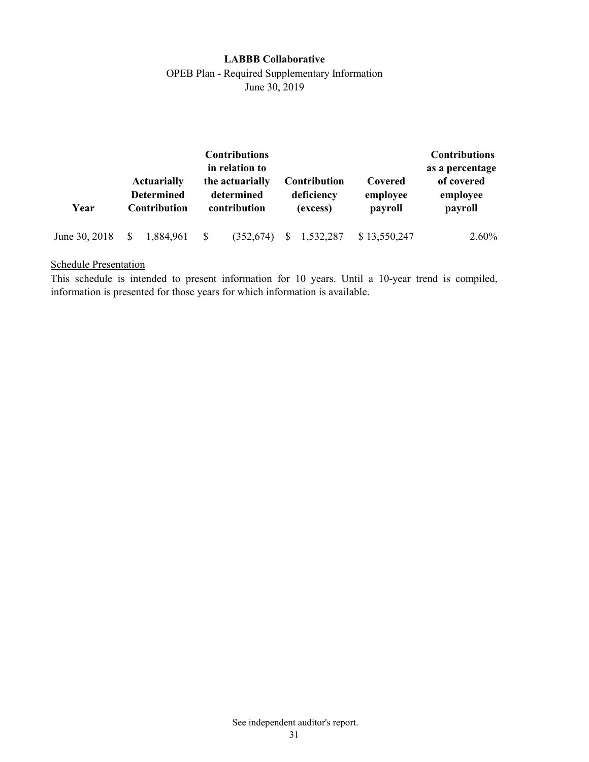**LABBB Collaborative**

OPEB Plan - Required Supplementary Information

June 30, 2019

| Year | Actuarially Determined Contribution | Contributions in relation to the actuarially determined contribution | Contribution deficiency (excess) | Covered employee payroll | Contributions as a percentage of covered employee payroll |
|---|---|---|---|---|---|
| June 30, 2018 | $ 1,884,961 | $ (352,674) | $ 1,532,287 | $ 13,550,247 | 2.60% |

<u>Schedule Presentation</u>

This schedule is intended to present information for 10 years. Until a 10-year trend is compiled, information is presented for those years for which information is available.

See independent auditor's report.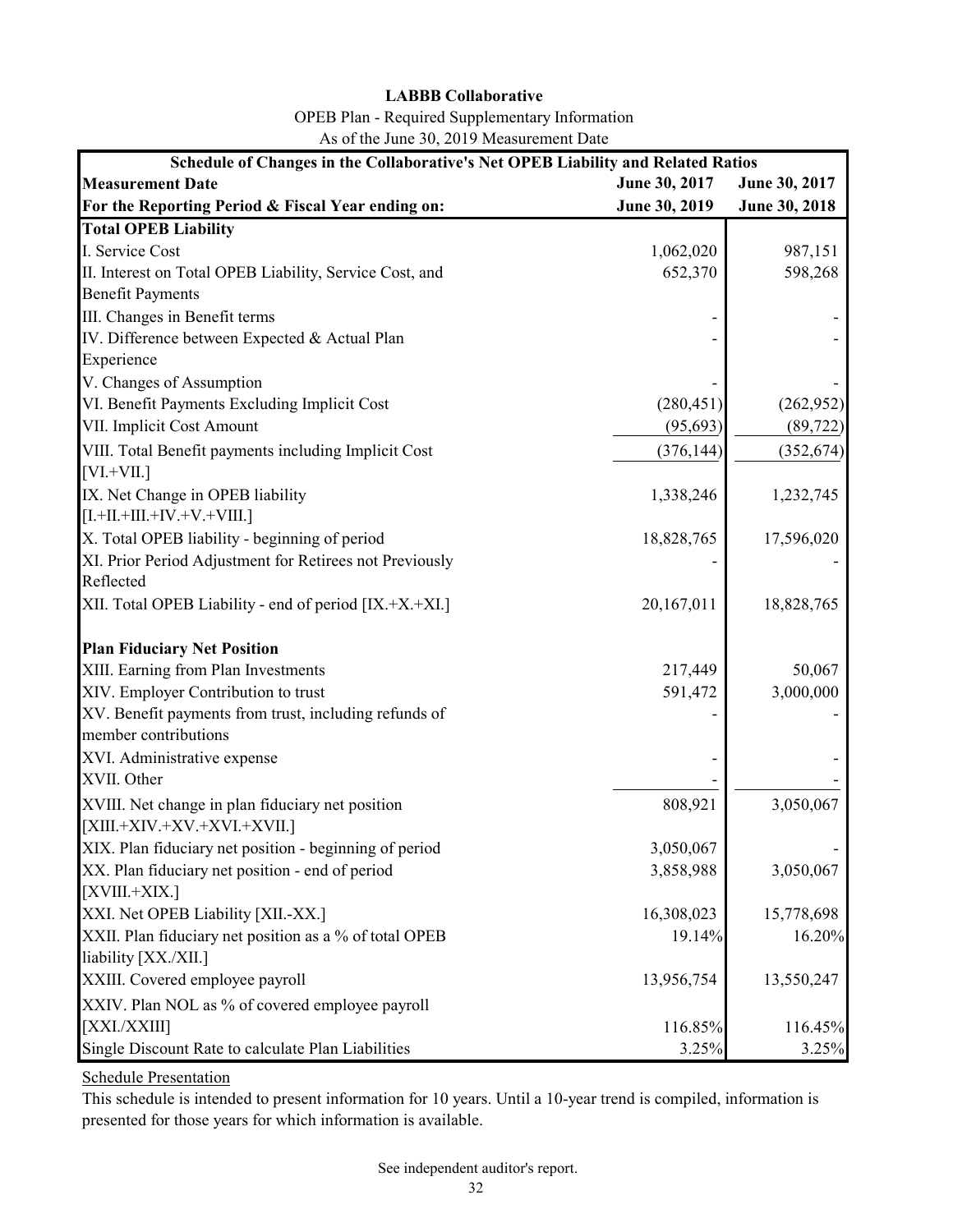**LABBB Collaborative**

OPEB Plan - Required Supplementary Information

As of the June 30, 2019 Measurement Date

| Schedule of Changes in the Collaborative's Net OPEB Liability and Related Ratios | | |
|---|---|---|
| **Measurement Date** | **June 30, 2017** | **June 30, 2017** |
| **For the Reporting Period & Fiscal Year ending on:** | **June 30, 2019** | **June 30, 2018** |
| **Total OPEB Liability** | | |
| I. Service Cost | 1,062,020 | 987,151 |
| II. Interest on Total OPEB Liability, Service Cost, and Benefit Payments | 652,370 | 598,268 |
| III. Changes in Benefit terms | - | - |
| IV. Difference between Expected & Actual Plan Experience | - | - |
| V. Changes of Assumption | - | - |
| VI. Benefit Payments Excluding Implicit Cost | (280,451) | (262,952) |
| VII. Implicit Cost Amount | (95,693) | (89,722) |
| VIII. Total Benefit payments including Implicit Cost [VI.+VII.] | (376,144) | (352,674) |
| IX. Net Change in OPEB liability [I.+II.+III.+IV.+V.+VIII.] | 1,338,246 | 1,232,745 |
| X. Total OPEB liability - beginning of period | 18,828,765 | 17,596,020 |
| XI. Prior Period Adjustment for Retirees not Previously Reflected | - | - |
| XII. Total OPEB Liability - end of period [IX.+X.+XI.] | 20,167,011 | 18,828,765 |
| **Plan Fiduciary Net Position** | | |
| XIII. Earning from Plan Investments | 217,449 | 50,067 |
| XIV. Employer Contribution to trust | 591,472 | 3,000,000 |
| XV. Benefit payments from trust, including refunds of member contributions | - | - |
| XVI. Administrative expense | - | - |
| XVII. Other | - | - |
| XVIII. Net change in plan fiduciary net position [XIII.+XIV.+XV.+XVI.+XVII.] | 808,921 | 3,050,067 |
| XIX. Plan fiduciary net position - beginning of period | 3,050,067 | - |
| XX. Plan fiduciary net position - end of period [XVIII.+XIX.] | 3,858,988 | 3,050,067 |
| XXI. Net OPEB Liability [XII.-XX.] | 16,308,023 | 15,778,698 |
| XXII. Plan fiduciary net position as a % of total OPEB liability [XX./XII.] | 19.14% | 16.20% |
| XXIII. Covered employee payroll | 13,956,754 | 13,550,247 |
| XXIV. Plan NOL as % of covered employee payroll [XXI./XXIII] | 116.85% | 116.45% |
| Single Discount Rate to calculate Plan Liabilities | 3.25% | 3.25% |

Schedule Presentation

This schedule is intended to present information for 10 years. Until a 10-year trend is compiled, information is presented for those years for which information is available.

See independent auditor's report.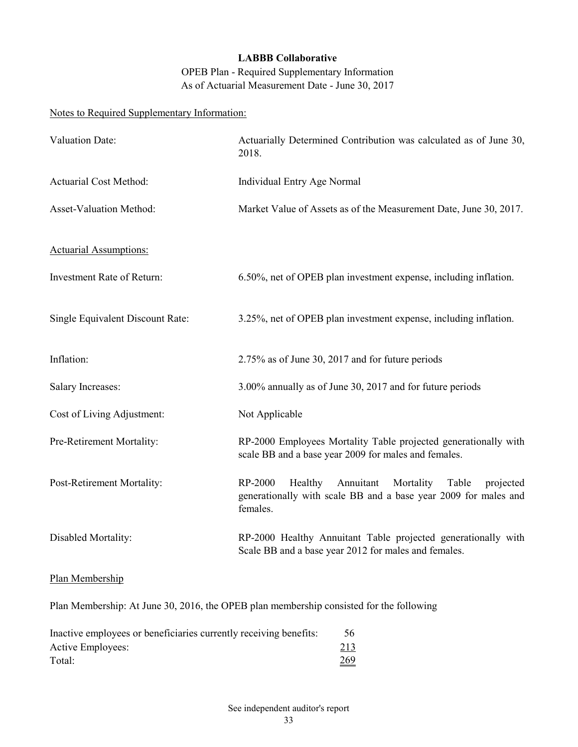**LABBB Collaborative**

OPEB Plan - Required Supplementary Information

As of Actuarial Measurement Date - June 30, 2017

Notes to Required Supplementary Information:

| | |
|---|---|
| Valuation Date: | Actuarially Determined Contribution was calculated as of June 30, 2018. |
| Actuarial Cost Method: | Individual Entry Age Normal |
| Asset-Valuation Method: | Market Value of Assets as of the Measurement Date, June 30, 2017. |

Actuarial Assumptions:

| | |
|---|---|
| Investment Rate of Return: | 6.50%, net of OPEB plan investment expense, including inflation. |
| Single Equivalent Discount Rate: | 3.25%, net of OPEB plan investment expense, including inflation. |
| Inflation: | 2.75% as of June 30, 2017 and for future periods |
| Salary Increases: | 3.00% annually as of June 30, 2017 and for future periods |
| Cost of Living Adjustment: | Not Applicable |
| Pre-Retirement Mortality: | RP-2000 Employees Mortality Table projected generationally with scale BB and a base year 2009 for males and females. |
| Post-Retirement Mortality: | RP-2000 Healthy Annuitant Mortality Table projected generationally with scale BB and a base year 2009 for males and females. |
| Disabled Mortality: | RP-2000 Healthy Annuitant Table projected generationally with Scale BB and a base year 2012 for males and females. |

Plan Membership

Plan Membership: At June 30, 2016, the OPEB plan membership consisted for the following

| | |
|---|---|
| Inactive employees or beneficiaries currently receiving benefits: | 56 |
| Active Employees: | 213 |
| Total: | 269 |

See independent auditor's report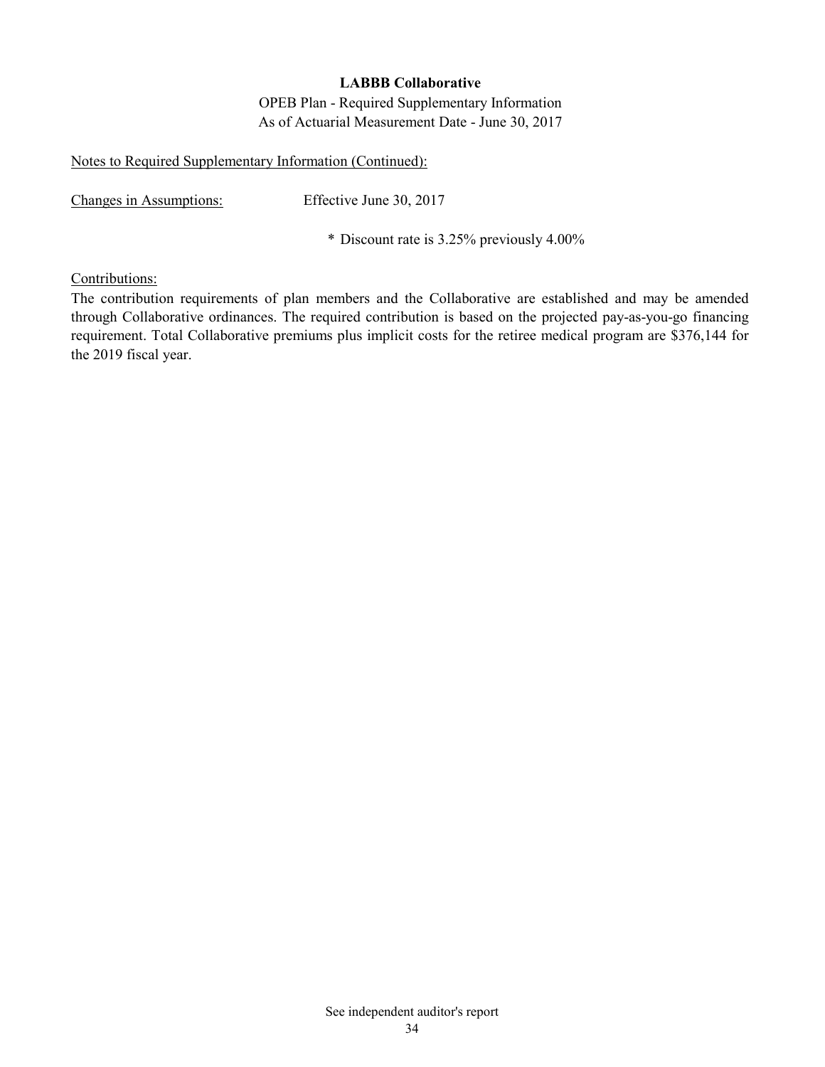**LABBB Collaborative**

OPEB Plan - Required Supplementary Information
As of Actuarial Measurement Date - June 30, 2017

Notes to Required Supplementary Information (Continued):

Changes in Assumptions: Effective June 30, 2017

* Discount rate is 3.25% previously 4.00%

Contributions:

The contribution requirements of plan members and the Collaborative are established and may be amended through Collaborative ordinances. The required contribution is based on the projected pay-as-you-go financing requirement. Total Collaborative premiums plus implicit costs for the retiree medical program are $376,144 for the 2019 fiscal year.

See independent auditor's report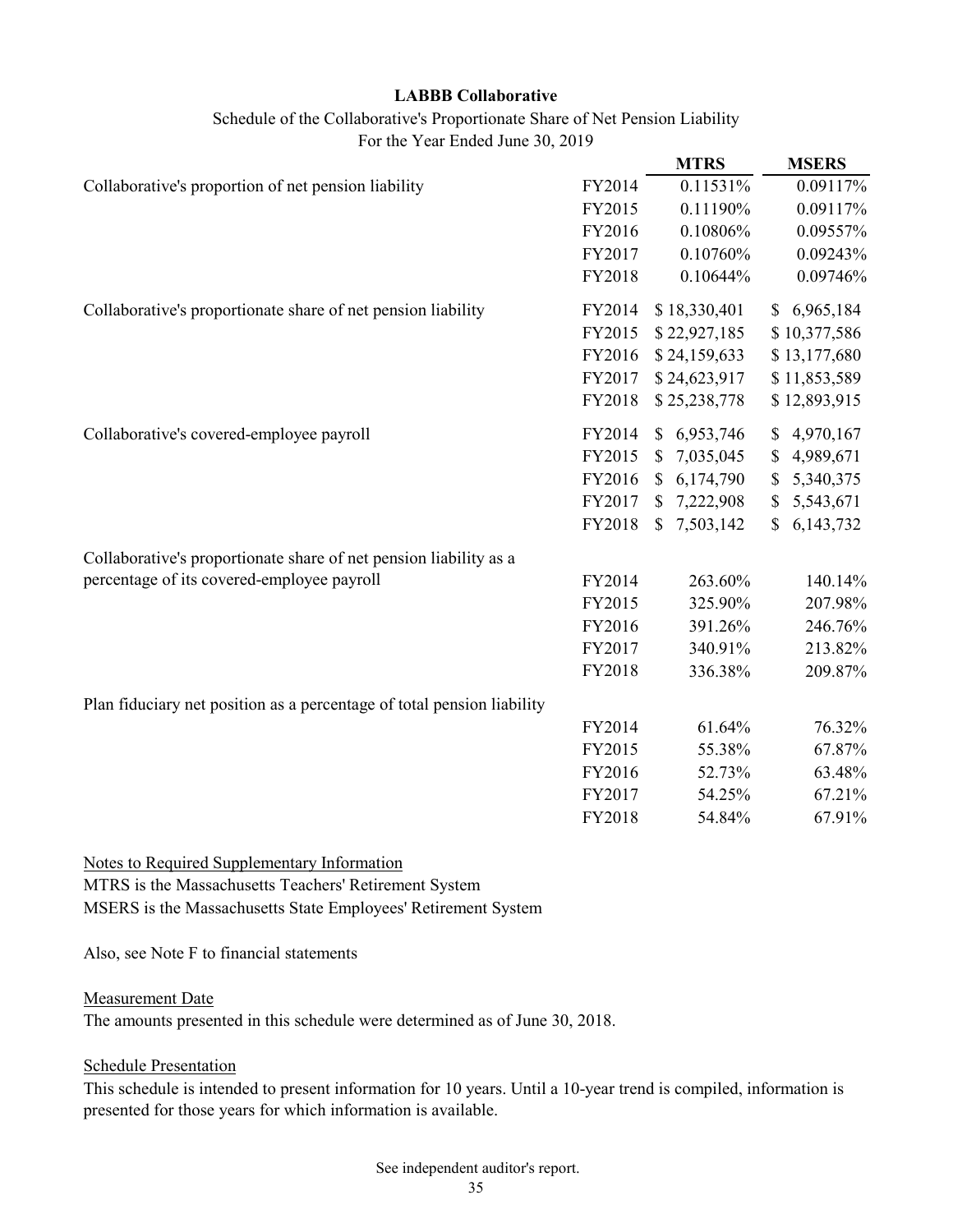**LABBB Collaborative**

Schedule of the Collaborative's Proportionate Share of Net Pension Liability
For the Year Ended June 30, 2019

| | | MTRS | MSERS |
|---|---|---|---|
| Collaborative's proportion of net pension liability | FY2014 | 0.11531% | 0.09117% |
| | FY2015 | 0.11190% | 0.09117% |
| | FY2016 | 0.10806% | 0.09557% |
| | FY2017 | 0.10760% | 0.09243% |
| | FY2018 | 0.10644% | 0.09746% |
| Collaborative's proportionate share of net pension liability | FY2014 | $ 18,330,401 | $ 6,965,184 |
| | FY2015 | $ 22,927,185 | $ 10,377,586 |
| | FY2016 | $ 24,159,633 | $ 13,177,680 |
| | FY2017 | $ 24,623,917 | $ 11,853,589 |
| | FY2018 | $ 25,238,778 | $ 12,893,915 |
| Collaborative's covered-employee payroll | FY2014 | $ 6,953,746 | $ 4,970,167 |
| | FY2015 | $ 7,035,045 | $ 4,989,671 |
| | FY2016 | $ 6,174,790 | $ 5,340,375 |
| | FY2017 | $ 7,222,908 | $ 5,543,671 |
| | FY2018 | $ 7,503,142 | $ 6,143,732 |
| Collaborative's proportionate share of net pension liability as a percentage of its covered-employee payroll | FY2014 | 263.60% | 140.14% |
| | FY2015 | 325.90% | 207.98% |
| | FY2016 | 391.26% | 246.76% |
| | FY2017 | 340.91% | 213.82% |
| | FY2018 | 336.38% | 209.87% |
| Plan fiduciary net position as a percentage of total pension liability | FY2014 | 61.64% | 76.32% |
| | FY2015 | 55.38% | 67.87% |
| | FY2016 | 52.73% | 63.48% |
| | FY2017 | 54.25% | 67.21% |
| | FY2018 | 54.84% | 67.91% |

Notes to Required Supplementary Information

MTRS is the Massachusetts Teachers' Retirement System

MSERS is the Massachusetts State Employees' Retirement System

Also, see Note F to financial statements

Measurement Date

The amounts presented in this schedule were determined as of June 30, 2018.

Schedule Presentation

This schedule is intended to present information for 10 years. Until a 10-year trend is compiled, information is presented for those years for which information is available.

See independent auditor's report.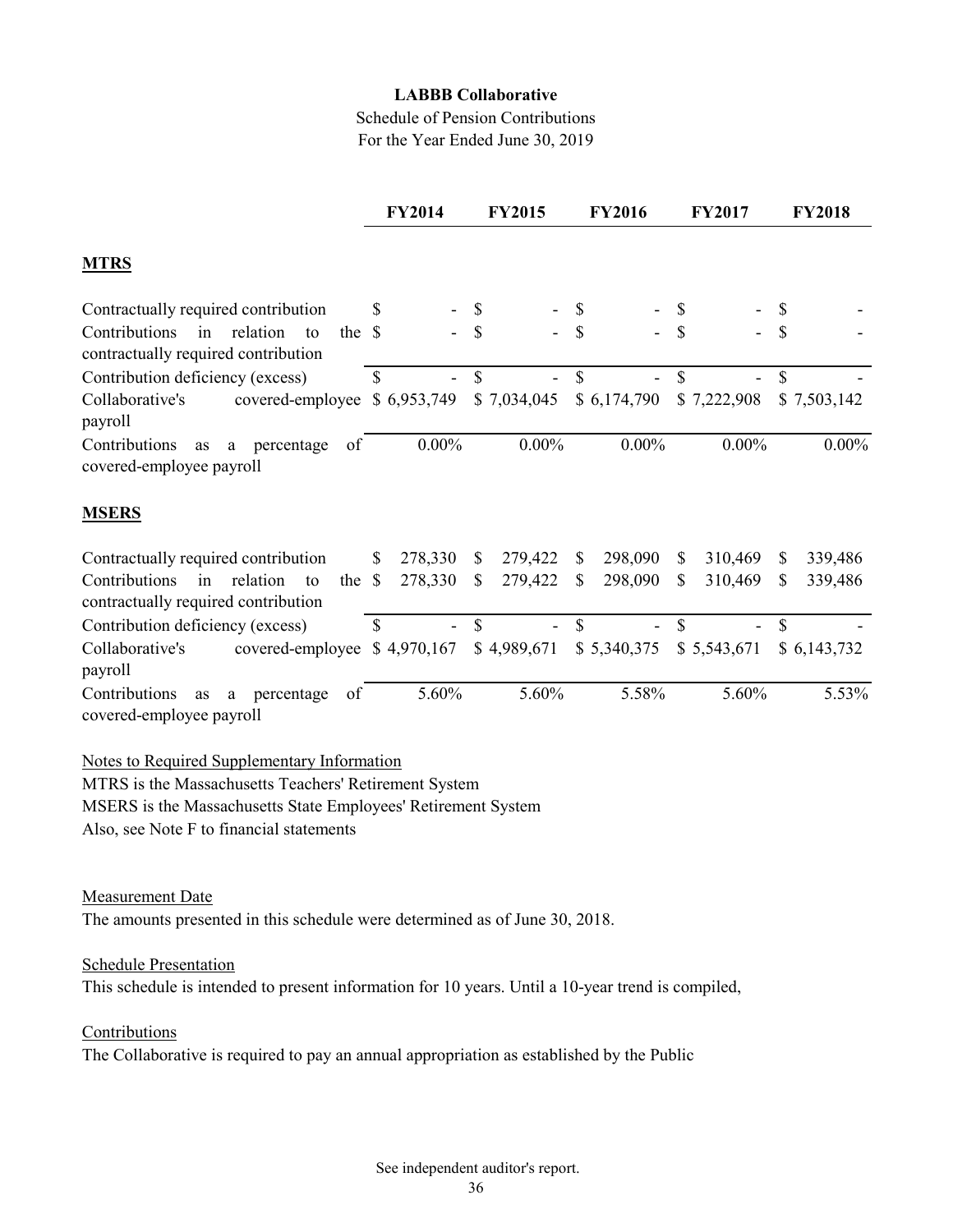**LABBB Collaborative**

Schedule of Pension Contributions

For the Year Ended June 30, 2019

| | FY2014 | FY2015 | FY2016 | FY2017 | FY2018 |
|---|---|---|---|---|---|
| **MTRS** | | | | | |
| Contractually required contribution | $ - | $ - | $ - | $ - | $ - |
| Contributions in relation to the contractually required contribution | $ - | $ - | $ - | $ - | $ - |
| Contribution deficiency (excess) | $ - | $ - | $ - | $ - | $ - |
| Collaborative's covered-employee payroll | $ 6,953,749 | $ 7,034,045 | $ 6,174,790 | $ 7,222,908 | $ 7,503,142 |
| Contributions as a percentage of covered-employee payroll | 0.00% | 0.00% | 0.00% | 0.00% | 0.00% |
| **MSERS** | | | | | |
| Contractually required contribution | $ 278,330 | $ 279,422 | $ 298,090 | $ 310,469 | $ 339,486 |
| Contributions in relation to the contractually required contribution | $ 278,330 | $ 279,422 | $ 298,090 | $ 310,469 | $ 339,486 |
| Contribution deficiency (excess) | $ - | $ - | $ - | $ - | $ - |
| Collaborative's covered-employee payroll | $ 4,970,167 | $ 4,989,671 | $ 5,340,375 | $ 5,543,671 | $ 6,143,732 |
| Contributions as a percentage of covered-employee payroll | 5.60% | 5.60% | 5.58% | 5.60% | 5.53% |

Notes to Required Supplementary Information

MTRS is the Massachusetts Teachers' Retirement System

MSERS is the Massachusetts State Employees' Retirement System

Also, see Note F to financial statements

Measurement Date

The amounts presented in this schedule were determined as of June 30, 2018.

Schedule Presentation

This schedule is intended to present information for 10 years. Until a 10-year trend is compiled,

Contributions

The Collaborative is required to pay an annual appropriation as established by the Public

See independent auditor's report.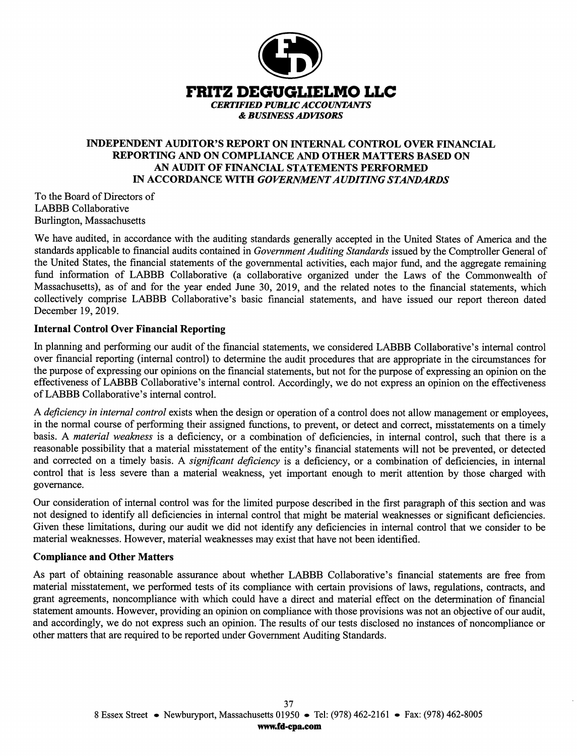**FRITZ DEGUGLIELMO LLC**

*CERTIFIED PUBLIC ACCOUNTANTS*
*& BUSINESS ADVISORS*

# INDEPENDENT AUDITOR'S REPORT ON INTERNAL CONTROL OVER FINANCIAL REPORTING AND ON COMPLIANCE AND OTHER MATTERS BASED ON AN AUDIT OF FINANCIAL STATEMENTS PERFORMED IN ACCORDANCE WITH *GOVERNMENT AUDITING STANDARDS*

To the Board of Directors of
LABBB Collaborative
Burlington, Massachusetts

We have audited, in accordance with the auditing standards generally accepted in the United States of America and the standards applicable to financial audits contained in *Government Auditing Standards* issued by the Comptroller General of the United States, the financial statements of the governmental activities, each major fund, and the aggregate remaining fund information of LABBB Collaborative (a collaborative organized under the Laws of the Commonwealth of Massachusetts), as of and for the year ended June 30, 2019, and the related notes to the financial statements, which collectively comprise LABBB Collaborative's basic financial statements, and have issued our report thereon dated December 19, 2019.

## Internal Control Over Financial Reporting

In planning and performing our audit of the financial statements, we considered LABBB Collaborative's internal control over financial reporting (internal control) to determine the audit procedures that are appropriate in the circumstances for the purpose of expressing our opinions on the financial statements, but not for the purpose of expressing an opinion on the effectiveness of LABBB Collaborative's internal control. Accordingly, we do not express an opinion on the effectiveness of LABBB Collaborative's internal control.

A *deficiency in internal control* exists when the design or operation of a control does not allow management or employees, in the normal course of performing their assigned functions, to prevent, or detect and correct, misstatements on a timely basis. A *material weakness* is a deficiency, or a combination of deficiencies, in internal control, such that there is a reasonable possibility that a material misstatement of the entity's financial statements will not be prevented, or detected and corrected on a timely basis. A *significant deficiency* is a deficiency, or a combination of deficiencies, in internal control that is less severe than a material weakness, yet important enough to merit attention by those charged with governance.

Our consideration of internal control was for the limited purpose described in the first paragraph of this section and was not designed to identify all deficiencies in internal control that might be material weaknesses or significant deficiencies. Given these limitations, during our audit we did not identify any deficiencies in internal control that we consider to be material weaknesses. However, material weaknesses may exist that have not been identified.

## Compliance and Other Matters

As part of obtaining reasonable assurance about whether LABBB Collaborative's financial statements are free from material misstatement, we performed tests of its compliance with certain provisions of laws, regulations, contracts, and grant agreements, noncompliance with which could have a direct and material effect on the determination of financial statement amounts. However, providing an opinion on compliance with those provisions was not an objective of our audit, and accordingly, we do not express such an opinion. The results of our tests disclosed no instances of noncompliance or other matters that are required to be reported under Government Auditing Standards.

8 Essex Street • Newburyport, Massachusetts 01950 • Tel: (978) 462-2161 • Fax: (978) 462-8005
**www.fd-cpa.com**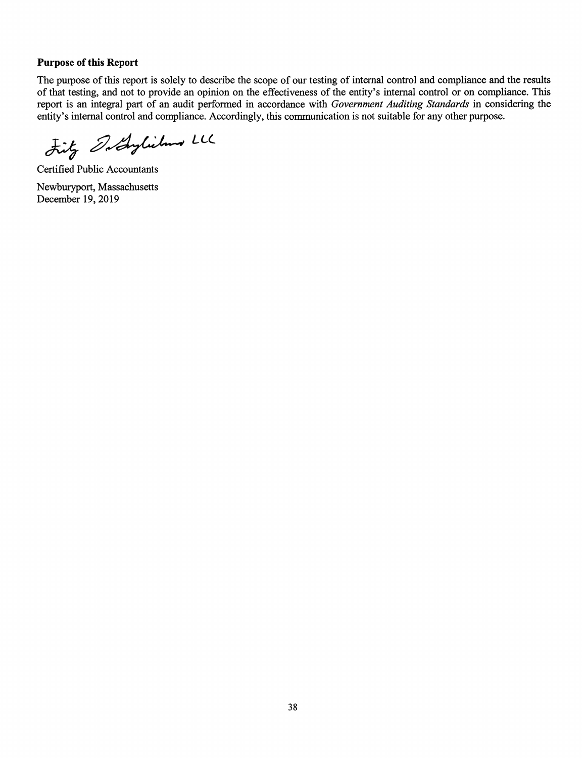**Purpose of this Report**

The purpose of this report is solely to describe the scope of our testing of internal control and compliance and the results of that testing, and not to provide an opinion on the effectiveness of the entity's internal control or on compliance. This report is an integral part of an audit performed in accordance with *Government Auditing Standards* in considering the entity's internal control and compliance. Accordingly, this communication is not suitable for any other purpose.

Fitz D. Gylickus LLC

Certified Public Accountants

Newburyport, Massachusetts
December 19, 2019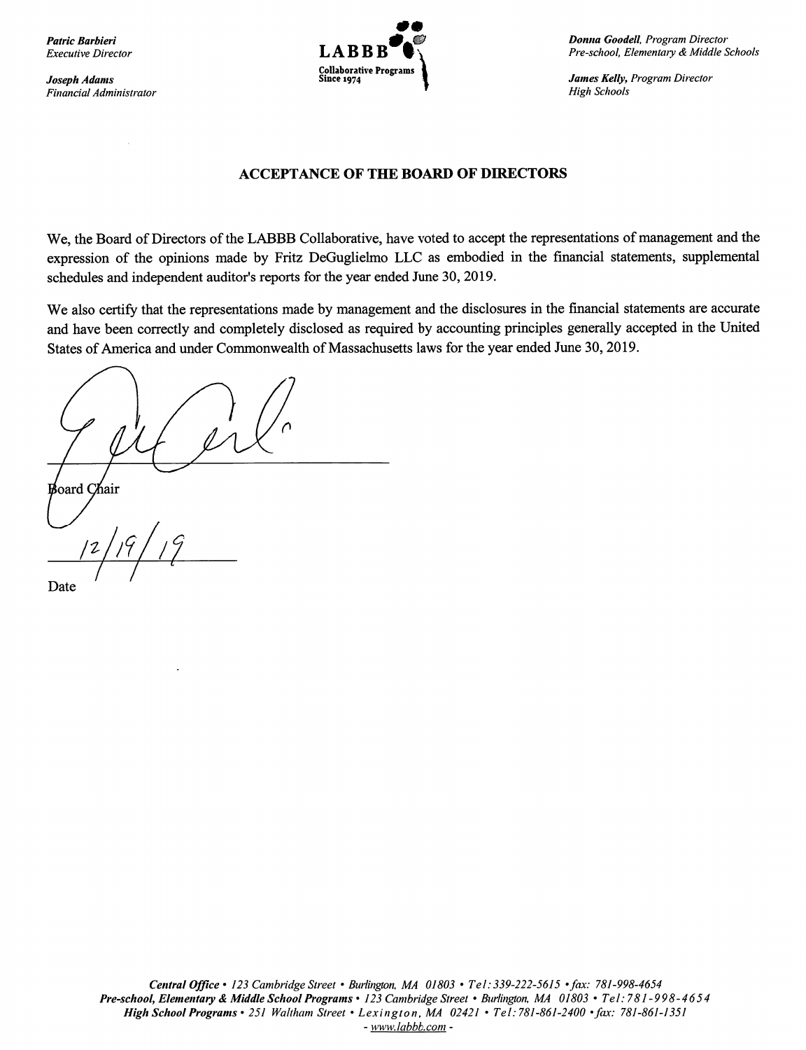*Patric Barbieri*
*Executive Director*

*Joseph Adams*
*Financial Administrator*

LABBB
Collaborative Programs
Since 1974

*Donna Goodell, Program Director*
*Pre-school, Elementary & Middle Schools*

*James Kelly, Program Director*
*High Schools*

## ACCEPTANCE OF THE BOARD OF DIRECTORS

We, the Board of Directors of the LABBB Collaborative, have voted to accept the representations of management and the expression of the opinions made by Fritz DeGuglielmo LLC as embodied in the financial statements, supplemental schedules and independent auditor's reports for the year ended June 30, 2019.

We also certify that the representations made by management and the disclosures in the financial statements are accurate and have been correctly and completely disclosed as required by accounting principles generally accepted in the United States of America and under Commonwealth of Massachusetts laws for the year ended June 30, 2019.

Board Chair

12/19/19

Date

***Central Office*** • *123 Cambridge Street • Burlington, MA 01803 • Tel: 339-222-5615 • fax: 781-998-4654*
***Pre-school, Elementary & Middle School Programs*** • *123 Cambridge Street • Burlington, MA 01803 • Tel: 781-998-4654*
***High School Programs*** • *251 Waltham Street • Lexington, MA 02421 • Tel: 781-861-2400 • fax: 781-861-1351*
*- www.labbb.com -*